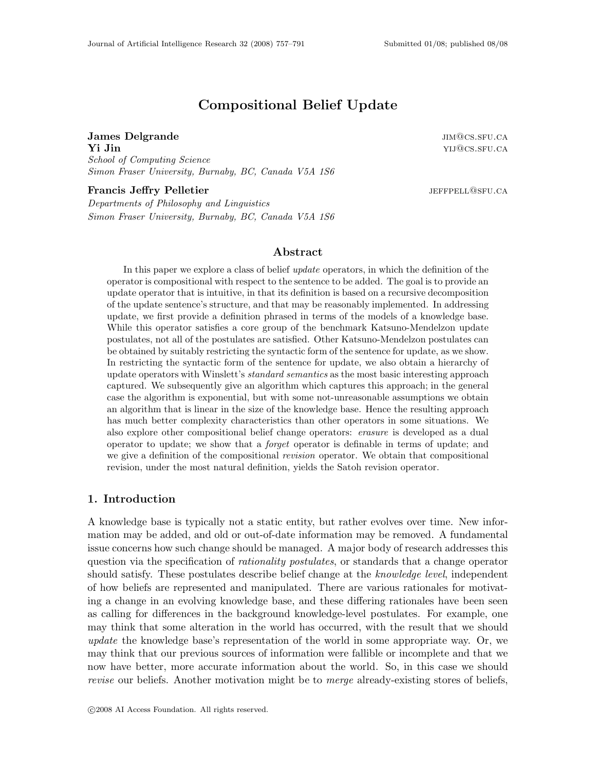# Compositional Belief Update

**James Delgrande** JIM@CS.SFU.CA
**Yi Jin** YIJ@CS.SFU.CA
*School of Computing Science*
*Simon Fraser University, Burnaby, BC, Canada V5A 1S6*

**Francis Jeffry Pelletier** JEFFPELL@SFU.CA
*Departments of Philosophy and Linguistics*
*Simon Fraser University, Burnaby, BC, Canada V5A 1S6*

## Abstract

In this paper we explore a class of belief *update* operators, in which the definition of the operator is compositional with respect to the sentence to be added. The goal is to provide an update operator that is intuitive, in that its definition is based on a recursive decomposition of the update sentence's structure, and that may be reasonably implemented. In addressing update, we first provide a definition phrased in terms of the models of a knowledge base. While this operator satisfies a core group of the benchmark Katsuno-Mendelzon update postulates, not all of the postulates are satisfied. Other Katsuno-Mendelzon postulates can be obtained by suitably restricting the syntactic form of the sentence for update, as we show. In restricting the syntactic form of the sentence for update, we also obtain a hierarchy of update operators with Winslett's *standard semantics* as the most basic interesting approach captured. We subsequently give an algorithm which captures this approach; in the general case the algorithm is exponential, but with some not-unreasonable assumptions we obtain an algorithm that is linear in the size of the knowledge base. Hence the resulting approach has much better complexity characteristics than other operators in some situations. We also explore other compositional belief change operators: *erasure* is developed as a dual operator to update; we show that a *forget* operator is definable in terms of update; and we give a definition of the compositional *revision* operator. We obtain that compositional revision, under the most natural definition, yields the Satoh revision operator.

## 1. Introduction

A knowledge base is typically not a static entity, but rather evolves over time. New information may be added, and old or out-of-date information may be removed. A fundamental issue concerns how such change should be managed. A major body of research addresses this question via the specification of *rationality postulates*, or standards that a change operator should satisfy. These postulates describe belief change at the *knowledge level*, independent of how beliefs are represented and manipulated. There are various rationales for motivating a change in an evolving knowledge base, and these differing rationales have been seen as calling for differences in the background knowledge-level postulates. For example, one may think that some alteration in the world has occurred, with the result that we should *update* the knowledge base's representation of the world in some appropriate way. Or, we may think that our previous sources of information were fallible or incomplete and that we now have better, more accurate information about the world. So, in this case we should *revise* our beliefs. Another motivation might be to *merge* already-existing stores of beliefs,

©2008 AI Access Foundation. All rights reserved.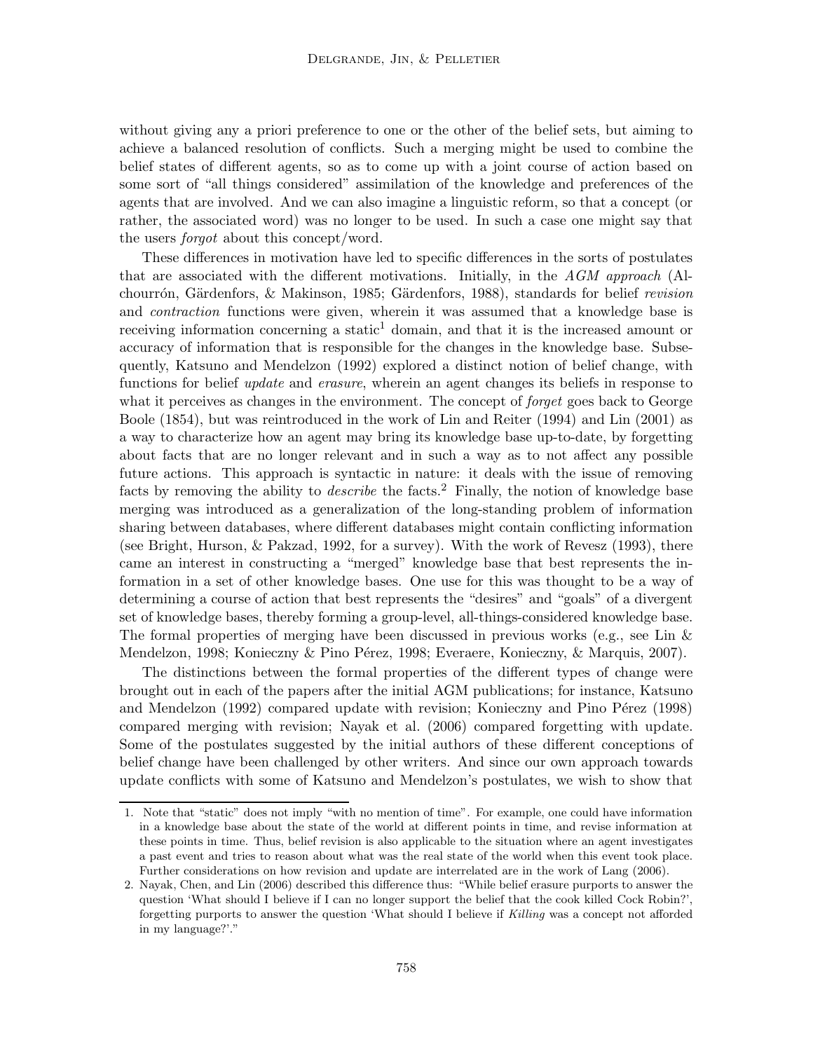without giving any a priori preference to one or the other of the belief sets, but aiming to achieve a balanced resolution of conflicts. Such a merging might be used to combine the belief states of different agents, so as to come up with a joint course of action based on some sort of "all things considered" assimilation of the knowledge and preferences of the agents that are involved. And we can also imagine a linguistic reform, so that a concept (or rather, the associated word) was no longer to be used. In such a case one might say that the users *forgot* about this concept/word.

These differences in motivation have led to specific differences in the sorts of postulates that are associated with the different motivations. Initially, in the *AGM approach* (Alchourrón, Gärdenfors, & Makinson, 1985; Gärdenfors, 1988), standards for belief *revision* and *contraction* functions were given, wherein it was assumed that a knowledge base is receiving information concerning a static[1] domain, and that it is the increased amount or accuracy of information that is responsible for the changes in the knowledge base. Subsequently, Katsuno and Mendelzon (1992) explored a distinct notion of belief change, with functions for belief *update* and *erasure*, wherein an agent changes its beliefs in response to what it perceives as changes in the environment. The concept of *forget* goes back to George Boole (1854), but was reintroduced in the work of Lin and Reiter (1994) and Lin (2001) as a way to characterize how an agent may bring its knowledge base up-to-date, by forgetting about facts that are no longer relevant and in such a way as to not affect any possible future actions. This approach is syntactic in nature: it deals with the issue of removing facts by removing the ability to *describe* the facts.[2] Finally, the notion of knowledge base merging was introduced as a generalization of the long-standing problem of information sharing between databases, where different databases might contain conflicting information (see Bright, Hurson, & Pakzad, 1992, for a survey). With the work of Revesz (1993), there came an interest in constructing a "merged" knowledge base that best represents the information in a set of other knowledge bases. One use for this was thought to be a way of determining a course of action that best represents the "desires" and "goals" of a divergent set of knowledge bases, thereby forming a group-level, all-things-considered knowledge base. The formal properties of merging have been discussed in previous works (e.g., see Lin & Mendelzon, 1998; Konieczny & Pino Pérez, 1998; Everaere, Konieczny, & Marquis, 2007).

The distinctions between the formal properties of the different types of change were brought out in each of the papers after the initial AGM publications; for instance, Katsuno and Mendelzon (1992) compared update with revision; Konieczny and Pino Pérez (1998) compared merging with revision; Nayak et al. (2006) compared forgetting with update. Some of the postulates suggested by the initial authors of these different conceptions of belief change have been challenged by other writers. And since our own approach towards update conflicts with some of Katsuno and Mendelzon's postulates, we wish to show that

---

1. Note that "static" does not imply "with no mention of time". For example, one could have information in a knowledge base about the state of the world at different points in time, and revise information at these points in time. Thus, belief revision is also applicable to the situation where an agent investigates a past event and tries to reason about what was the real state of the world when this event took place. Further considerations on how revision and update are interrelated are in the work of Lang (2006).

2. Nayak, Chen, and Lin (2006) described this difference thus: "While belief erasure purports to answer the question 'What should I believe if I can no longer support the belief that the cook killed Cock Robin?', forgetting purports to answer the question 'What should I believe if *Killing* was a concept not afforded in my language?'."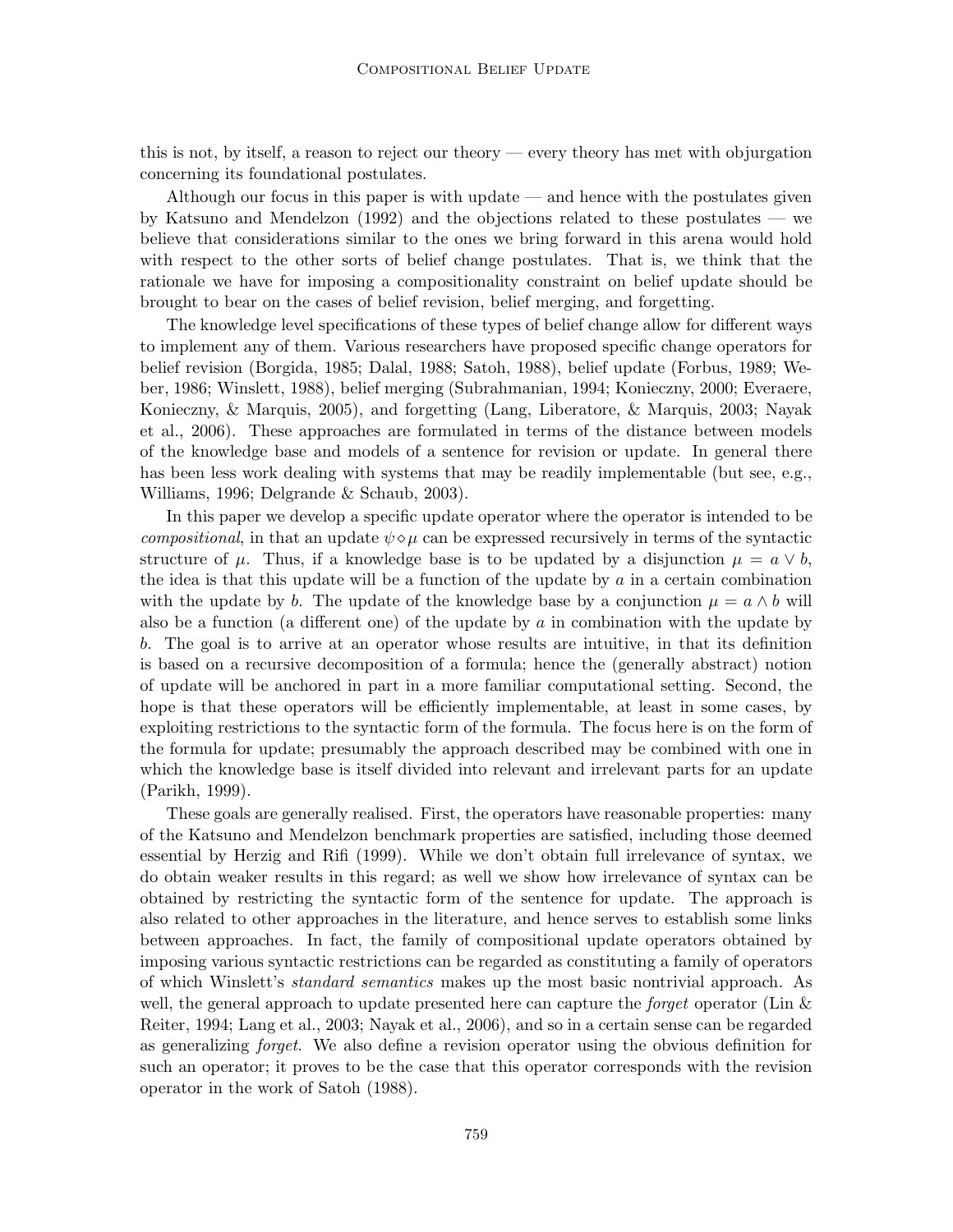this is not, by itself, a reason to reject our theory — every theory has met with objurgation concerning its foundational postulates.

Although our focus in this paper is with update — and hence with the postulates given by Katsuno and Mendelzon (1992) and the objections related to these postulates — we believe that considerations similar to the ones we bring forward in this arena would hold with respect to the other sorts of belief change postulates. That is, we think that the rationale we have for imposing a compositionality constraint on belief update should be brought to bear on the cases of belief revision, belief merging, and forgetting.

The knowledge level specifications of these types of belief change allow for different ways to implement any of them. Various researchers have proposed specific change operators for belief revision (Borgida, 1985; Dalal, 1988; Satoh, 1988), belief update (Forbus, 1989; Weber, 1986; Winslett, 1988), belief merging (Subrahmanian, 1994; Konieczny, 2000; Everaere, Konieczny, & Marquis, 2005), and forgetting (Lang, Liberatore, & Marquis, 2003; Nayak et al., 2006). These approaches are formulated in terms of the distance between models of the knowledge base and models of a sentence for revision or update. In general there has been less work dealing with systems that may be readily implementable (but see, e.g., Williams, 1996; Delgrande & Schaub, 2003).

In this paper we develop a specific update operator where the operator is intended to be *compositional*, in that an update $\psi \diamond \mu$ can be expressed recursively in terms of the syntactic structure of $\mu$. Thus, if a knowledge base is to be updated by a disjunction $\mu = a \vee b$, the idea is that this update will be a function of the update by $a$ in a certain combination with the update by $b$. The update of the knowledge base by a conjunction $\mu = a \wedge b$ will also be a function (a different one) of the update by $a$ in combination with the update by $b$. The goal is to arrive at an operator whose results are intuitive, in that its definition is based on a recursive decomposition of a formula; hence the (generally abstract) notion of update will be anchored in part in a more familiar computational setting. Second, the hope is that these operators will be efficiently implementable, at least in some cases, by exploiting restrictions to the syntactic form of the formula. The focus here is on the form of the formula for update; presumably the approach described may be combined with one in which the knowledge base is itself divided into relevant and irrelevant parts for an update (Parikh, 1999).

These goals are generally realised. First, the operators have reasonable properties: many of the Katsuno and Mendelzon benchmark properties are satisfied, including those deemed essential by Herzig and Rifi (1999). While we don't obtain full irrelevance of syntax, we do obtain weaker results in this regard; as well we show how irrelevance of syntax can be obtained by restricting the syntactic form of the sentence for update. The approach is also related to other approaches in the literature, and hence serves to establish some links between approaches. In fact, the family of compositional update operators obtained by imposing various syntactic restrictions can be regarded as constituting a family of operators of which Winslett's *standard semantics* makes up the most basic nontrivial approach. As well, the general approach to update presented here can capture the *forget* operator (Lin & Reiter, 1994; Lang et al., 2003; Nayak et al., 2006), and so in a certain sense can be regarded as generalizing *forget*. We also define a revision operator using the obvious definition for such an operator; it proves to be the case that this operator corresponds with the revision operator in the work of Satoh (1988).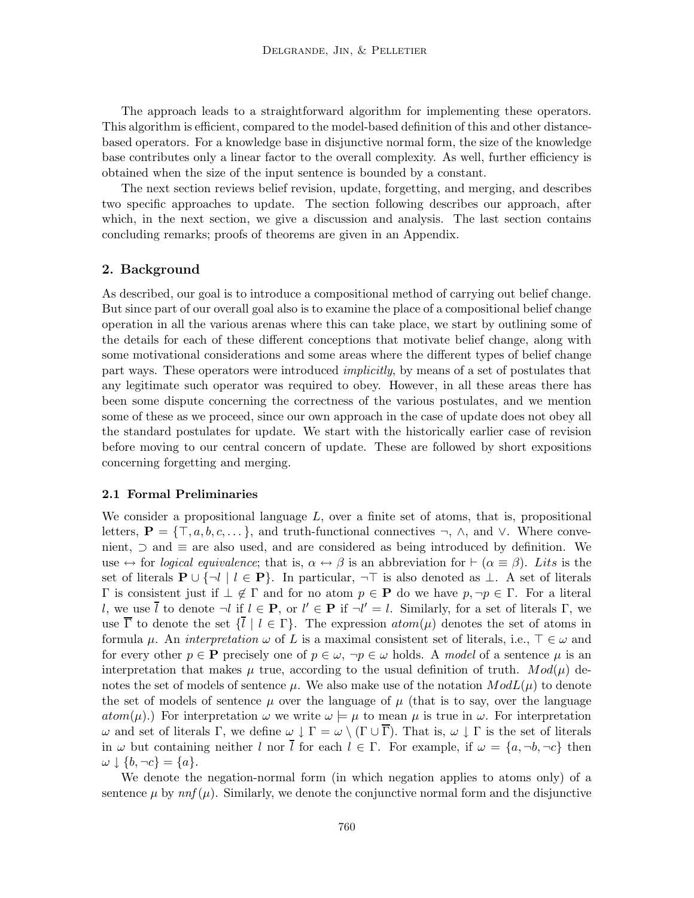The approach leads to a straightforward algorithm for implementing these operators. This algorithm is efficient, compared to the model-based definition of this and other distance-based operators. For a knowledge base in disjunctive normal form, the size of the knowledge base contributes only a linear factor to the overall complexity. As well, further efficiency is obtained when the size of the input sentence is bounded by a constant.

The next section reviews belief revision, update, forgetting, and merging, and describes two specific approaches to update. The section following describes our approach, after which, in the next section, we give a discussion and analysis. The last section contains concluding remarks; proofs of theorems are given in an Appendix.

## 2. Background

As described, our goal is to introduce a compositional method of carrying out belief change. But since part of our overall goal also is to examine the place of a compositional belief change operation in all the various arenas where this can take place, we start by outlining some of the details for each of these different conceptions that motivate belief change, along with some motivational considerations and some areas where the different types of belief change part ways. These operators were introduced *implicitly*, by means of a set of postulates that any legitimate such operator was required to obey. However, in all these areas there has been some dispute concerning the correctness of the various postulates, and we mention some of these as we proceed, since our own approach in the case of update does not obey all the standard postulates for update. We start with the historically earlier case of revision before moving to our central concern of update. These are followed by short expositions concerning forgetting and merging.

### 2.1 Formal Preliminaries

We consider a propositional language $L$, over a finite set of atoms, that is, propositional letters, $\mathbf{P} = \{\top, a, b, c, \dots\}$, and truth-functional connectives $\neg$, $\wedge$, and $\vee$. Where convenient, $\supset$ and $\equiv$ are also used, and are considered as being introduced by definition. We use $\leftrightarrow$ for *logical equivalence*; that is, $\alpha \leftrightarrow \beta$ is an abbreviation for $\vdash (\alpha \equiv \beta)$. *Lits* is the set of literals $\mathbf{P} \cup \{\neg l \mid l \in \mathbf{P}\}$. In particular, $\neg\top$ is also denoted as $\bot$. A set of literals $\Gamma$ is consistent just if $\bot \notin \Gamma$ and for no atom $p \in \mathbf{P}$ do we have $p, \neg p \in \Gamma$. For a literal $l$, we use $\overline{l}$ to denote $\neg l$ if $l \in \mathbf{P}$, or $l' \in \mathbf{P}$ if $\neg l' = l$. Similarly, for a set of literals $\Gamma$, we use $\overline{\Gamma}$ to denote the set $\{\overline{l} \mid l \in \Gamma\}$. The expression $atom(\mu)$ denotes the set of atoms in formula $\mu$. An *interpretation* $\omega$ of $L$ is a maximal consistent set of literals, i.e., $\top \in \omega$ and for every other $p \in \mathbf{P}$ precisely one of $p \in \omega$, $\neg p \in \omega$ holds. A *model* of a sentence $\mu$ is an interpretation that makes $\mu$ true, according to the usual definition of truth. $Mod(\mu)$ denotes the set of models of sentence $\mu$. We also make use of the notation $ModL(\mu)$ to denote the set of models of sentence $\mu$ over the language of $\mu$ (that is to say, over the language $atom(\mu)$.) For interpretation $\omega$ we write $\omega \models \mu$ to mean $\mu$ is true in $\omega$. For interpretation $\omega$ and set of literals $\Gamma$, we define $\omega \downarrow \Gamma = \omega \setminus (\Gamma \cup \overline{\Gamma})$. That is, $\omega \downarrow \Gamma$ is the set of literals in $\omega$ but containing neither $l$ nor $\overline{l}$ for each $l \in \Gamma$. For example, if $\omega = \{a, \neg b, \neg c\}$ then $\omega \downarrow \{b, \neg c\} = \{a\}$.

We denote the negation-normal form (in which negation applies to atoms only) of a sentence $\mu$ by $nnf(\mu)$. Similarly, we denote the conjunctive normal form and the disjunctive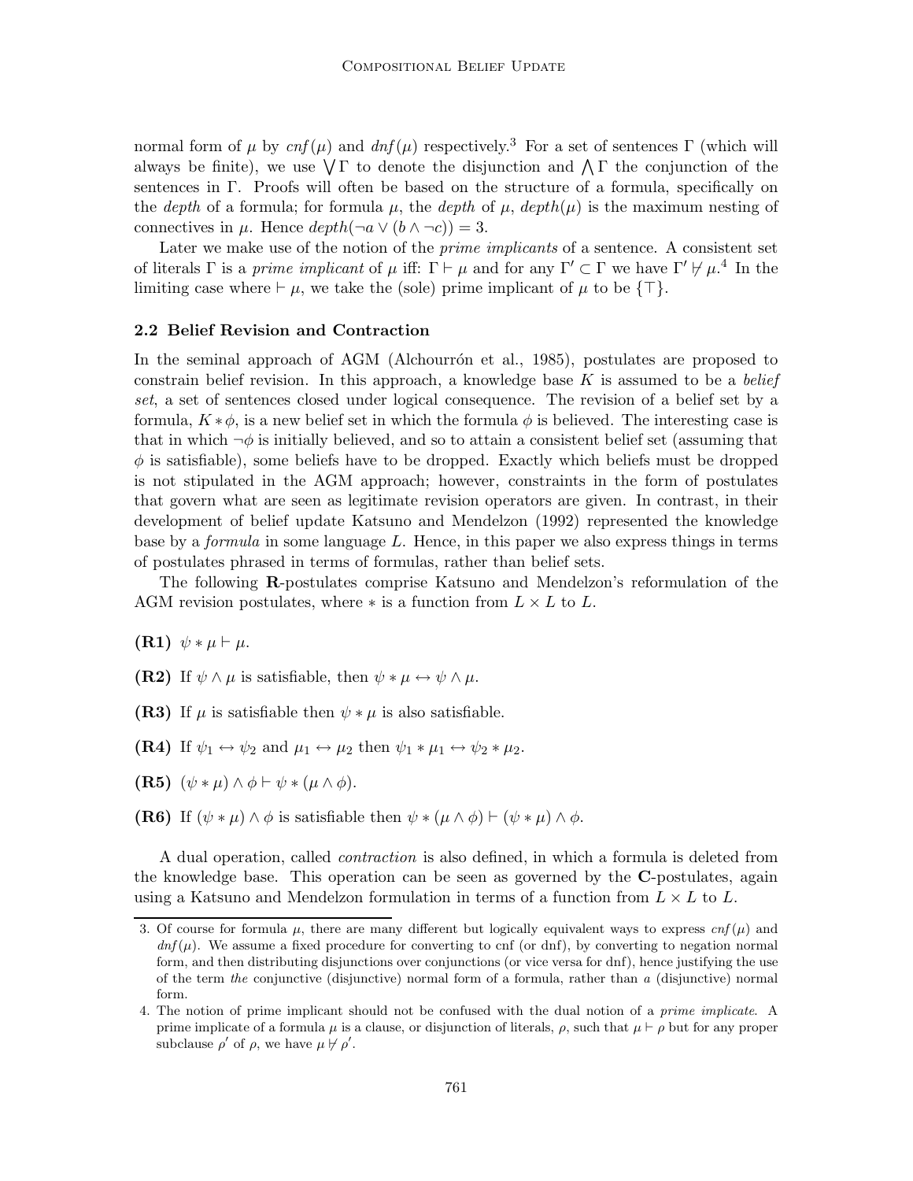normal form of $\mu$ by $cnf(\mu)$ and $dnf(\mu)$ respectively.[3] For a set of sentences $\Gamma$ (which will always be finite), we use $\bigvee \Gamma$ to denote the disjunction and $\bigwedge \Gamma$ the conjunction of the sentences in $\Gamma$. Proofs will often be based on the structure of a formula, specifically on the *depth* of a formula; for formula $\mu$, the *depth* of $\mu$, $depth(\mu)$ is the maximum nesting of connectives in $\mu$. Hence $depth(\neg a \vee (b \wedge \neg c)) = 3$.

Later we make use of the notion of the *prime implicants* of a sentence. A consistent set of literals $\Gamma$ is a *prime implicant* of $\mu$ iff: $\Gamma \vdash \mu$ and for any $\Gamma' \subset \Gamma$ we have $\Gamma' \not\vdash \mu$.[4] In the limiting case where $\vdash \mu$, we take the (sole) prime implicant of $\mu$ to be $\{\top\}$.

### 2.2 Belief Revision and Contraction

In the seminal approach of AGM (Alchourrón et al., 1985), postulates are proposed to constrain belief revision. In this approach, a knowledge base $K$ is assumed to be a *belief set*, a set of sentences closed under logical consequence. The revision of a belief set by a formula, $K * \phi$, is a new belief set in which the formula $\phi$ is believed. The interesting case is that in which $\neg\phi$ is initially believed, and so to attain a consistent belief set (assuming that $\phi$ is satisfiable), some beliefs have to be dropped. Exactly which beliefs must be dropped is not stipulated in the AGM approach; however, constraints in the form of postulates that govern what are seen as legitimate revision operators are given. In contrast, in their development of belief update Katsuno and Mendelzon (1992) represented the knowledge base by a *formula* in some language $L$. Hence, in this paper we also express things in terms of postulates phrased in terms of formulas, rather than belief sets.

The following **R**-postulates comprise Katsuno and Mendelzon's reformulation of the AGM revision postulates, where $*$ is a function from $L \times L$ to $L$.

**(R1)** $\psi * \mu \vdash \mu$.

**(R2)** If $\psi \wedge \mu$ is satisfiable, then $\psi * \mu \leftrightarrow \psi \wedge \mu$.

**(R3)** If $\mu$ is satisfiable then $\psi * \mu$ is also satisfiable.

**(R4)** If $\psi_1 \leftrightarrow \psi_2$ and $\mu_1 \leftrightarrow \mu_2$ then $\psi_1 * \mu_1 \leftrightarrow \psi_2 * \mu_2$.

**(R5)** $(\psi * \mu) \wedge \phi \vdash \psi * (\mu \wedge \phi)$.

**(R6)** If $(\psi * \mu) \wedge \phi$ is satisfiable then $\psi * (\mu \wedge \phi) \vdash (\psi * \mu) \wedge \phi$.

A dual operation, called *contraction* is also defined, in which a formula is deleted from the knowledge base. This operation can be seen as governed by the **C**-postulates, again using a Katsuno and Mendelzon formulation in terms of a function from $L \times L$ to $L$.

---

3. Of course for formula $\mu$, there are many different but logically equivalent ways to express $cnf(\mu)$ and $dnf(\mu)$. We assume a fixed procedure for converting to cnf (or dnf), by converting to negation normal form, and then distributing disjunctions over conjunctions (or vice versa for dnf), hence justifying the use of the term *the* conjunctive (disjunctive) normal form of a formula, rather than *a* (disjunctive) normal form.

4. The notion of prime implicant should not be confused with the dual notion of a *prime implicate*. A prime implicate of a formula $\mu$ is a clause, or disjunction of literals, $\rho$, such that $\mu \vdash \rho$ but for any proper subclause $\rho'$ of $\rho$, we have $\mu \not\vdash \rho'$.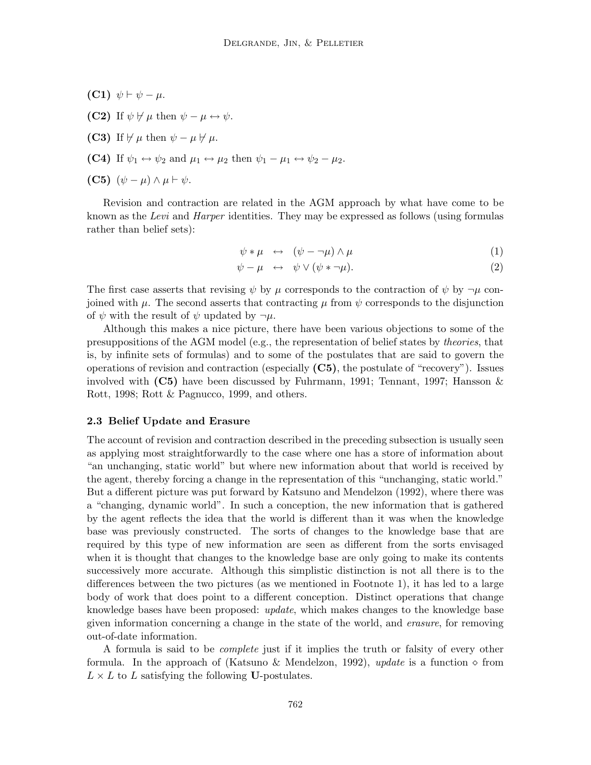**(C1)** $\psi \vdash \psi - \mu$.

**(C2)** If $\psi \not\vdash \mu$ then $\psi - \mu \leftrightarrow \psi$.

**(C3)** If $\not\vdash \mu$ then $\psi - \mu \not\vdash \mu$.

**(C4)** If $\psi_1 \leftrightarrow \psi_2$ and $\mu_1 \leftrightarrow \mu_2$ then $\psi_1 - \mu_1 \leftrightarrow \psi_2 - \mu_2$.

**(C5)** $(\psi - \mu) \wedge \mu \vdash \psi$.

Revision and contraction are related in the AGM approach by what have come to be known as the *Levi* and *Harper* identities. They may be expressed as follows (using formulas rather than belief sets):

$$\psi * \mu \quad \leftrightarrow \quad (\psi - \neg\mu) \wedge \mu \tag{1}$$

$$\psi - \mu \quad \leftrightarrow \quad \psi \vee (\psi * \neg\mu). \tag{2}$$

The first case asserts that revising $\psi$ by $\mu$ corresponds to the contraction of $\psi$ by $\neg\mu$ conjoined with $\mu$. The second asserts that contracting $\mu$ from $\psi$ corresponds to the disjunction of $\psi$ with the result of $\psi$ updated by $\neg\mu$.

Although this makes a nice picture, there have been various objections to some of the presuppositions of the AGM model (e.g., the representation of belief states by *theories*, that is, by infinite sets of formulas) and to some of the postulates that are said to govern the operations of revision and contraction (especially **(C5)**, the postulate of "recovery"). Issues involved with **(C5)** have been discussed by Fuhrmann, 1991; Tennant, 1997; Hansson & Rott, 1998; Rott & Pagnucco, 1999, and others.

### 2.3 Belief Update and Erasure

The account of revision and contraction described in the preceding subsection is usually seen as applying most straightforwardly to the case where one has a store of information about "an unchanging, static world" but where new information about that world is received by the agent, thereby forcing a change in the representation of this "unchanging, static world." But a different picture was put forward by Katsuno and Mendelzon (1992), where there was a "changing, dynamic world". In such a conception, the new information that is gathered by the agent reflects the idea that the world is different than it was when the knowledge base was previously constructed. The sorts of changes to the knowledge base that are required by this type of new information are seen as different from the sorts envisaged when it is thought that changes to the knowledge base are only going to make its contents successively more accurate. Although this simplistic distinction is not all there is to the differences between the two pictures (as we mentioned in Footnote 1), it has led to a large body of work that does point to a different conception. Distinct operations that change knowledge bases have been proposed: *update*, which makes changes to the knowledge base given information concerning a change in the state of the world, and *erasure*, for removing out-of-date information.

A formula is said to be *complete* just if it implies the truth or falsity of every other formula. In the approach of (Katsuno & Mendelzon, 1992), *update* is a function $\diamond$ from $L \times L$ to $L$ satisfying the following **U**-postulates.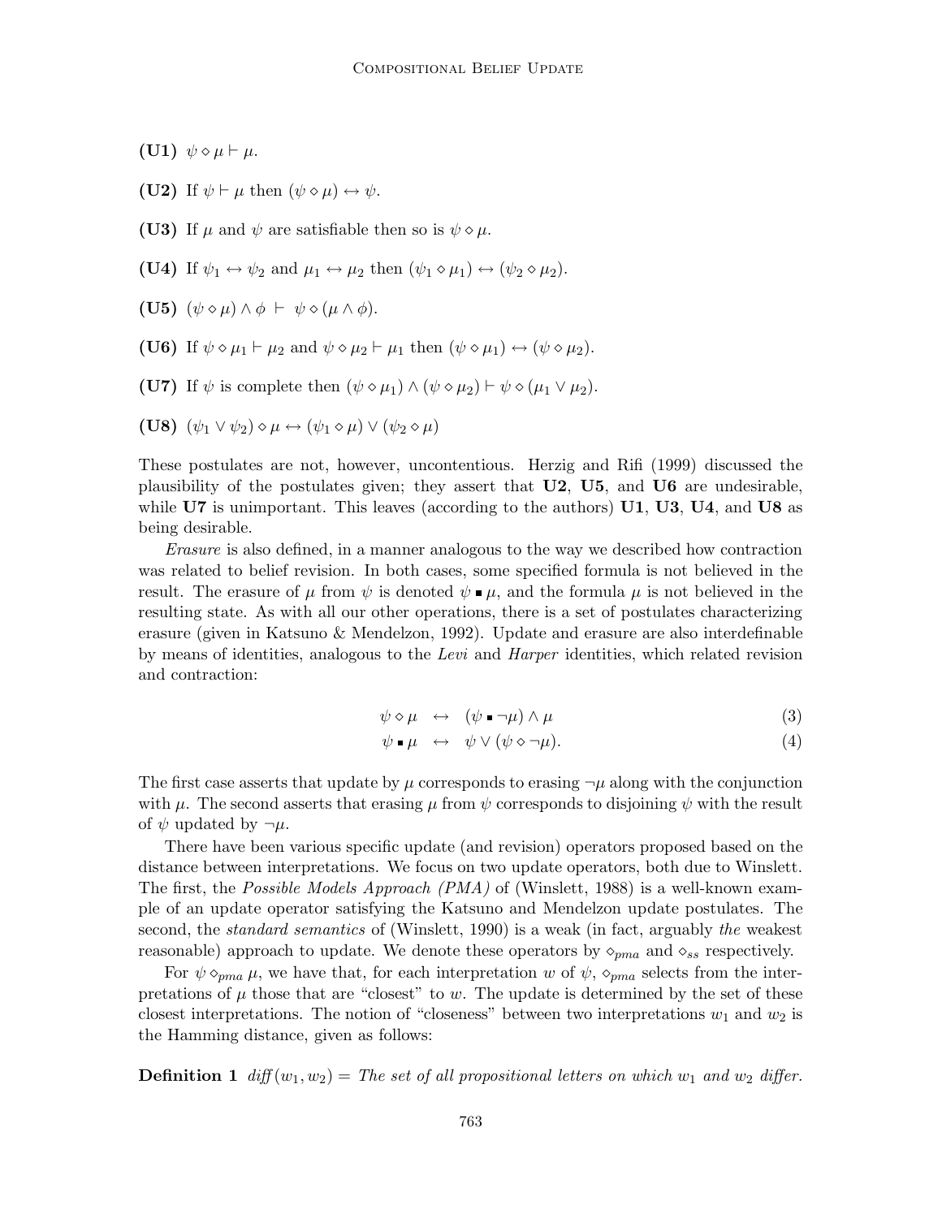**(U1)** $\psi \diamond \mu \vdash \mu$.

**(U2)** If $\psi \vdash \mu$ then $(\psi \diamond \mu) \leftrightarrow \psi$.

**(U3)** If $\mu$ and $\psi$ are satisfiable then so is $\psi \diamond \mu$.

**(U4)** If $\psi_1 \leftrightarrow \psi_2$ and $\mu_1 \leftrightarrow \mu_2$ then $(\psi_1 \diamond \mu_1) \leftrightarrow (\psi_2 \diamond \mu_2)$.

**(U5)** $(\psi \diamond \mu) \wedge \phi \ \vdash \ \psi \diamond (\mu \wedge \phi)$.

**(U6)** If $\psi \diamond \mu_1 \vdash \mu_2$ and $\psi \diamond \mu_2 \vdash \mu_1$ then $(\psi \diamond \mu_1) \leftrightarrow (\psi \diamond \mu_2)$.

**(U7)** If $\psi$ is complete then $(\psi \diamond \mu_1) \wedge (\psi \diamond \mu_2) \vdash \psi \diamond (\mu_1 \vee \mu_2)$.

**(U8)** $(\psi_1 \vee \psi_2) \diamond \mu \leftrightarrow (\psi_1 \diamond \mu) \vee (\psi_2 \diamond \mu)$

These postulates are not, however, uncontentious. Herzig and Rifi (1999) discussed the plausibility of the postulates given; they assert that **U2**, **U5**, and **U6** are undesirable, while **U7** is unimportant. This leaves (according to the authors) **U1**, **U3**, **U4**, and **U8** as being desirable.

*Erasure* is also defined, in a manner analogous to the way we described how contraction was related to belief revision. In both cases, some specified formula is not believed in the result. The erasure of $\mu$ from $\psi$ is denoted $\psi \blacksquare \mu$, and the formula $\mu$ is not believed in the resulting state. As with all our other operations, there is a set of postulates characterizing erasure (given in Katsuno & Mendelzon, 1992). Update and erasure are also interdefinable by means of identities, analogous to the *Levi* and *Harper* identities, which related revision and contraction:

$$\psi \diamond \mu \quad \leftrightarrow \quad (\psi \blacksquare \neg\mu) \wedge \mu \tag{3}$$

$$\psi \blacksquare \mu \quad \leftrightarrow \quad \psi \vee (\psi \diamond \neg\mu). \tag{4}$$

The first case asserts that update by $\mu$ corresponds to erasing $\neg\mu$ along with the conjunction with $\mu$. The second asserts that erasing $\mu$ from $\psi$ corresponds to disjoining $\psi$ with the result of $\psi$ updated by $\neg\mu$.

There have been various specific update (and revision) operators proposed based on the distance between interpretations. We focus on two update operators, both due to Winslett. The first, the *Possible Models Approach (PMA)* of (Winslett, 1988) is a well-known example of an update operator satisfying the Katsuno and Mendelzon update postulates. The second, the *standard semantics* of (Winslett, 1990) is a weak (in fact, arguably *the* weakest reasonable) approach to update. We denote these operators by $\diamond_{pma}$ and $\diamond_{ss}$ respectively.

For $\psi \diamond_{pma} \mu$, we have that, for each interpretation $w$ of $\psi$, $\diamond_{pma}$ selects from the interpretations of $\mu$ those that are "closest" to $w$. The update is determined by the set of these closest interpretations. The notion of "closeness" between two interpretations $w_1$ and $w_2$ is the Hamming distance, given as follows:

**Definition 1** *$diff(w_1, w_2)$ = The set of all propositional letters on which $w_1$ and $w_2$ differ.*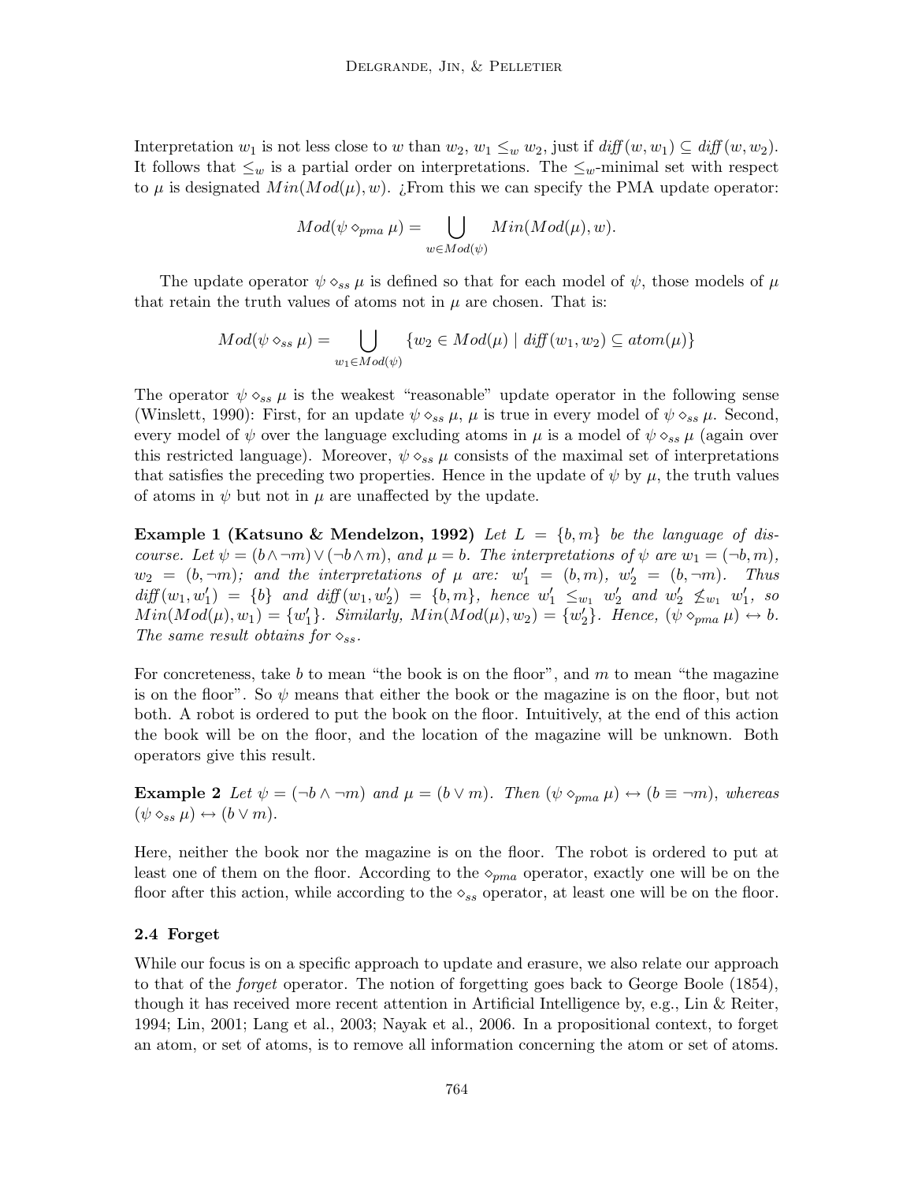Interpretation $w_1$ is not less close to $w$ than $w_2$, $w_1 \leq_w w_2$, just if $diff(w, w_1) \subseteq diff(w, w_2)$. It follows that $\leq_w$ is a partial order on interpretations. The $\leq_w$-minimal set with respect to $\mu$ is designated $Min(Mod(\mu), w)$. ¿From this we can specify the PMA update operator:

$$Mod(\psi \diamond_{pma} \mu) = \bigcup_{w \in Mod(\psi)} Min(Mod(\mu), w).$$

The update operator $\psi \diamond_{ss} \mu$ is defined so that for each model of $\psi$, those models of $\mu$ that retain the truth values of atoms not in $\mu$ are chosen. That is:

$$Mod(\psi \diamond_{ss} \mu) = \bigcup_{w_1 \in Mod(\psi)} \{w_2 \in Mod(\mu) \mid diff(w_1, w_2) \subseteq atom(\mu)\}$$

The operator $\psi \diamond_{ss} \mu$ is the weakest "reasonable" update operator in the following sense (Winslett, 1990): First, for an update $\psi \diamond_{ss} \mu$, $\mu$ is true in every model of $\psi \diamond_{ss} \mu$. Second, every model of $\psi$ over the language excluding atoms in $\mu$ is a model of $\psi \diamond_{ss} \mu$ (again over this restricted language). Moreover, $\psi \diamond_{ss} \mu$ consists of the maximal set of interpretations that satisfies the preceding two properties. Hence in the update of $\psi$ by $\mu$, the truth values of atoms in $\psi$ but not in $\mu$ are unaffected by the update.

**Example 1 (Katsuno & Mendelzon, 1992)** *Let $L = \{b, m\}$ be the language of discourse. Let $\psi = (b \wedge \neg m) \vee (\neg b \wedge m)$, and $\mu = b$. The interpretations of $\psi$ are $w_1 = (\neg b, m)$, $w_2 = (b, \neg m)$; and the interpretations of $\mu$ are: $w'_1 = (b, m)$, $w'_2 = (b, \neg m)$. Thus $diff(w_1, w'_1) = \{b\}$ and $diff(w_1, w'_2) = \{b, m\}$, hence $w'_1 \leq_{w_1} w'_2$ and $w'_2 \not\leq_{w_1} w'_1$, so $Min(Mod(\mu), w_1) = \{w'_1\}$. Similarly, $Min(Mod(\mu), w_2) = \{w'_2\}$. Hence, $(\psi \diamond_{pma} \mu) \leftrightarrow b$. The same result obtains for $\diamond_{ss}$.*

For concreteness, take $b$ to mean "the book is on the floor", and $m$ to mean "the magazine is on the floor". So $\psi$ means that either the book or the magazine is on the floor, but not both. A robot is ordered to put the book on the floor. Intuitively, at the end of this action the book will be on the floor, and the location of the magazine will be unknown. Both operators give this result.

**Example 2** *Let $\psi = (\neg b \wedge \neg m)$ and $\mu = (b \vee m)$. Then $(\psi \diamond_{pma} \mu) \leftrightarrow (b \equiv \neg m)$, whereas $(\psi \diamond_{ss} \mu) \leftrightarrow (b \vee m)$.*

Here, neither the book nor the magazine is on the floor. The robot is ordered to put at least one of them on the floor. According to the $\diamond_{pma}$ operator, exactly one will be on the floor after this action, while according to the $\diamond_{ss}$ operator, at least one will be on the floor.

### 2.4 Forget

While our focus is on a specific approach to update and erasure, we also relate our approach to that of the *forget* operator. The notion of forgetting goes back to George Boole (1854), though it has received more recent attention in Artificial Intelligence by, e.g., Lin & Reiter, 1994; Lin, 2001; Lang et al., 2003; Nayak et al., 2006. In a propositional context, to forget an atom, or set of atoms, is to remove all information concerning the atom or set of atoms.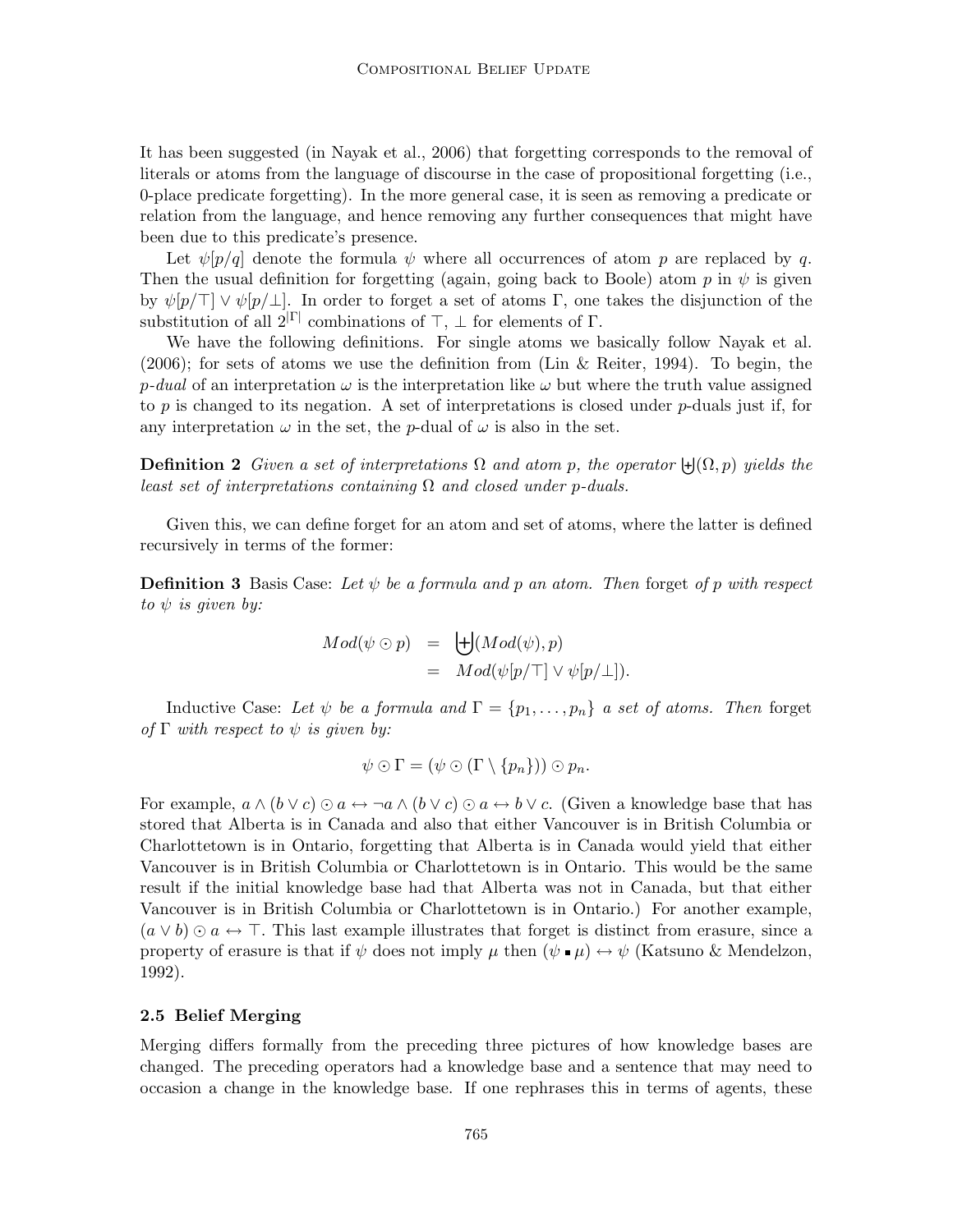It has been suggested (in Nayak et al., 2006) that forgetting corresponds to the removal of literals or atoms from the language of discourse in the case of propositional forgetting (i.e., 0-place predicate forgetting). In the more general case, it is seen as removing a predicate or relation from the language, and hence removing any further consequences that might have been due to this predicate's presence.

Let $\psi[p/q]$ denote the formula $\psi$ where all occurrences of atom $p$ are replaced by $q$. Then the usual definition for forgetting (again, going back to Boole) atom $p$ in $\psi$ is given by $\psi[p/\top] \vee \psi[p/\bot]$. In order to forget a set of atoms $\Gamma$, one takes the disjunction of the substitution of all $2^{|\Gamma|}$ combinations of $\top$, $\bot$ for elements of $\Gamma$.

We have the following definitions. For single atoms we basically follow Nayak et al. (2006); for sets of atoms we use the definition from (Lin & Reiter, 1994). To begin, the *p-dual* of an interpretation $\omega$ is the interpretation like $\omega$ but where the truth value assigned to $p$ is changed to its negation. A set of interpretations is closed under $p$-duals just if, for any interpretation $\omega$ in the set, the $p$-dual of $\omega$ is also in the set.

**Definition 2** *Given a set of interpretations $\Omega$ and atom $p$, the operator $\biguplus(\Omega, p)$ yields the least set of interpretations containing $\Omega$ and closed under $p$-duals.*

Given this, we can define forget for an atom and set of atoms, where the latter is defined recursively in terms of the former:

**Definition 3** Basis Case: *Let $\psi$ be a formula and $p$ an atom. Then* forget *of $p$ with respect to $\psi$ is given by:*

$$\begin{aligned} Mod(\psi \odot p) &= \biguplus(Mod(\psi), p) \\ &= Mod(\psi[p/\top] \vee \psi[p/\bot]). \end{aligned}$$

Inductive Case: *Let $\psi$ be a formula and $\Gamma = \{p_1, \ldots, p_n\}$ a set of atoms. Then* forget *of $\Gamma$ with respect to $\psi$ is given by:*

$$\psi \odot \Gamma = (\psi \odot (\Gamma \setminus \{p_n\})) \odot p_n.$$

For example, $a \wedge (b \vee c) \odot a \leftrightarrow \neg a \wedge (b \vee c) \odot a \leftrightarrow b \vee c$. (Given a knowledge base that has stored that Alberta is in Canada and also that either Vancouver is in British Columbia or Charlottetown is in Ontario, forgetting that Alberta is in Canada would yield that either Vancouver is in British Columbia or Charlottetown is in Ontario. This would be the same result if the initial knowledge base had that Alberta was not in Canada, but that either Vancouver is in British Columbia or Charlottetown is in Ontario.) For another example, $(a \vee b) \odot a \leftrightarrow \top$. This last example illustrates that forget is distinct from erasure, since a property of erasure is that if $\psi$ does not imply $\mu$ then $(\psi \blacksquare \mu) \leftrightarrow \psi$ (Katsuno & Mendelzon, 1992).

### 2.5 Belief Merging

Merging differs formally from the preceding three pictures of how knowledge bases are changed. The preceding operators had a knowledge base and a sentence that may need to occasion a change in the knowledge base. If one rephrases this in terms of agents, these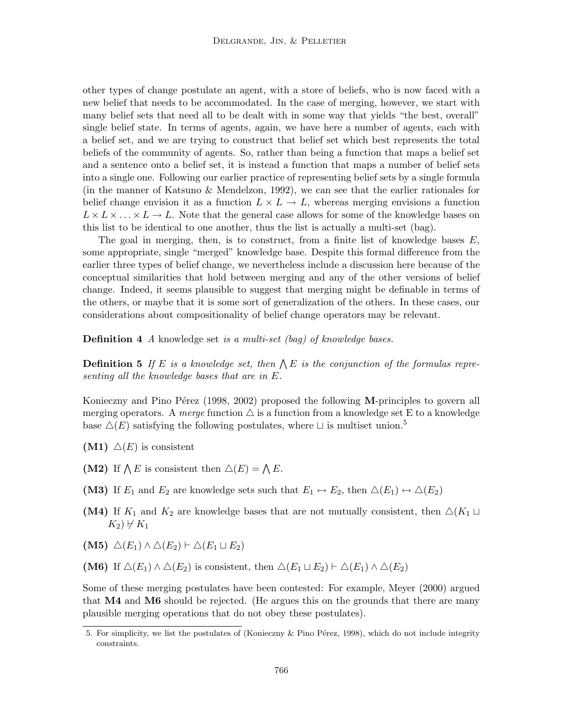other types of change postulate an agent, with a store of beliefs, who is now faced with a new belief that needs to be accommodated. In the case of merging, however, we start with many belief sets that need all to be dealt with in some way that yields "the best, overall" single belief state. In terms of agents, again, we have here a number of agents, each with a belief set, and we are trying to construct that belief set which best represents the total beliefs of the community of agents. So, rather than being a function that maps a belief set and a sentence onto a belief set, it is instead a function that maps a number of belief sets into a single one. Following our earlier practice of representing belief sets by a single formula (in the manner of Katsuno & Mendelzon, 1992), we can see that the earlier rationales for belief change envision it as a function $L \times L \rightarrow L$, whereas merging envisions a function $L \times L \times \ldots \times L \rightarrow L$. Note that the general case allows for some of the knowledge bases on this list to be identical to one another, thus the list is actually a multi-set (bag).

The goal in merging, then, is to construct, from a finite list of knowledge bases $E$, some appropriate, single "merged" knowledge base. Despite this formal difference from the earlier three types of belief change, we nevertheless include a discussion here because of the conceptual similarities that hold between merging and any of the other versions of belief change. Indeed, it seems plausible to suggest that merging might be definable in terms of the others, or maybe that it is some sort of generalization of the others. In these cases, our considerations about compositionality of belief change operators may be relevant.

**Definition 4** *A* knowledge set *is a multi-set (bag) of knowledge bases.*

**Definition 5** *If $E$ is a knowledge set, then $\bigwedge E$ is the conjunction of the formulas representing all the knowledge bases that are in $E$.*

Konieczny and Pino Pérez (1998, 2002) proposed the following **M**-principles to govern all merging operators. A *merge* function $\triangle$ is a function from a knowledge set E to a knowledge base $\triangle(E)$ satisfying the following postulates, where $\sqcup$ is multiset union.[5]

**(M1)** $\triangle(E)$ is consistent

**(M2)** If $\bigwedge E$ is consistent then $\triangle(E) = \bigwedge E$.

**(M3)** If $E_1$ and $E_2$ are knowledge sets such that $E_1 \leftrightarrow E_2$, then $\triangle(E_1) \leftrightarrow \triangle(E_2)$

**(M4)** If $K_1$ and $K_2$ are knowledge bases that are not mutually consistent, then $\triangle(K_1 \sqcup K_2) \nvdash K_1$

**(M5)** $\triangle(E_1) \wedge \triangle(E_2) \vdash \triangle(E_1 \sqcup E_2)$

**(M6)** If $\triangle(E_1) \wedge \triangle(E_2)$ is consistent, then $\triangle(E_1 \sqcup E_2) \vdash \triangle(E_1) \wedge \triangle(E_2)$

Some of these merging postulates have been contested: For example, Meyer (2000) argued that **M4** and **M6** should be rejected. (He argues this on the grounds that there are many plausible merging operations that do not obey these postulates).

5. For simplicity, we list the postulates of (Konieczny & Pino Pérez, 1998), which do not include integrity constraints.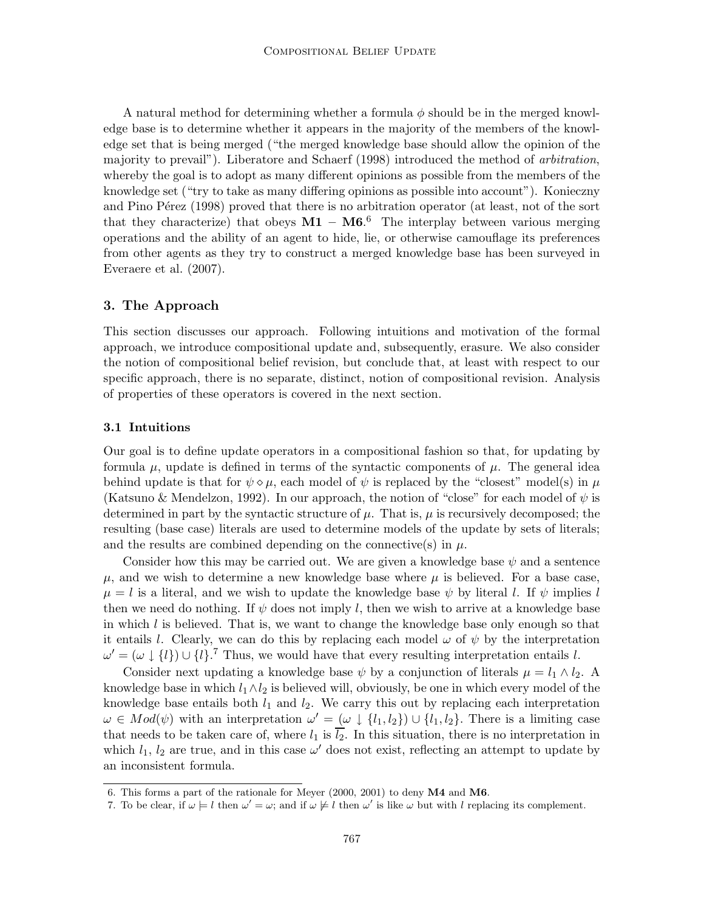A natural method for determining whether a formula $\phi$ should be in the merged knowledge base is to determine whether it appears in the majority of the members of the knowledge set that is being merged ("the merged knowledge base should allow the opinion of the majority to prevail"). Liberatore and Schaerf (1998) introduced the method of *arbitration*, whereby the goal is to adopt as many different opinions as possible from the members of the knowledge set ("try to take as many differing opinions as possible into account"). Konieczny and Pino Pérez (1998) proved that there is no arbitration operator (at least, not of the sort that they characterize) that obeys **M1** – **M6**.[6] The interplay between various merging operations and the ability of an agent to hide, lie, or otherwise camouflage its preferences from other agents as they try to construct a merged knowledge base has been surveyed in Everaere et al. (2007).

## 3. The Approach

This section discusses our approach. Following intuitions and motivation of the formal approach, we introduce compositional update and, subsequently, erasure. We also consider the notion of compositional belief revision, but conclude that, at least with respect to our specific approach, there is no separate, distinct, notion of compositional revision. Analysis of properties of these operators is covered in the next section.

### 3.1 Intuitions

Our goal is to define update operators in a compositional fashion so that, for updating by formula $\mu$, update is defined in terms of the syntactic components of $\mu$. The general idea behind update is that for $\psi \diamond \mu$, each model of $\psi$ is replaced by the "closest" model(s) in $\mu$ (Katsuno & Mendelzon, 1992). In our approach, the notion of "close" for each model of $\psi$ is determined in part by the syntactic structure of $\mu$. That is, $\mu$ is recursively decomposed; the resulting (base case) literals are used to determine models of the update by sets of literals; and the results are combined depending on the connective(s) in $\mu$.

Consider how this may be carried out. We are given a knowledge base $\psi$ and a sentence $\mu$, and we wish to determine a new knowledge base where $\mu$ is believed. For a base case, $\mu = l$ is a literal, and we wish to update the knowledge base $\psi$ by literal $l$. If $\psi$ implies $l$ then we need do nothing. If $\psi$ does not imply $l$, then we wish to arrive at a knowledge base in which $l$ is believed. That is, we want to change the knowledge base only enough so that it entails $l$. Clearly, we can do this by replacing each model $\omega$ of $\psi$ by the interpretation $\omega' = (\omega \downarrow \{l\}) \cup \{l\}$.[7] Thus, we would have that every resulting interpretation entails $l$.

Consider next updating a knowledge base $\psi$ by a conjunction of literals $\mu = l_1 \wedge l_2$. A knowledge base in which $l_1 \wedge l_2$ is believed will, obviously, be one in which every model of the knowledge base entails both $l_1$ and $l_2$. We carry this out by replacing each interpretation $\omega \in Mod(\psi)$ with an interpretation $\omega' = (\omega \downarrow \{l_1, l_2\}) \cup \{l_1, l_2\}$. There is a limiting case that needs to be taken care of, where $l_1$ is $\overline{l_2}$. In this situation, there is no interpretation in which $l_1$, $l_2$ are true, and in this case $\omega'$ does not exist, reflecting an attempt to update by an inconsistent formula.

---

6. This forms a part of the rationale for Meyer (2000, 2001) to deny **M4** and **M6**.

7. To be clear, if $\omega \models l$ then $\omega' = \omega$; and if $\omega \not\models l$ then $\omega'$ is like $\omega$ but with $l$ replacing its complement.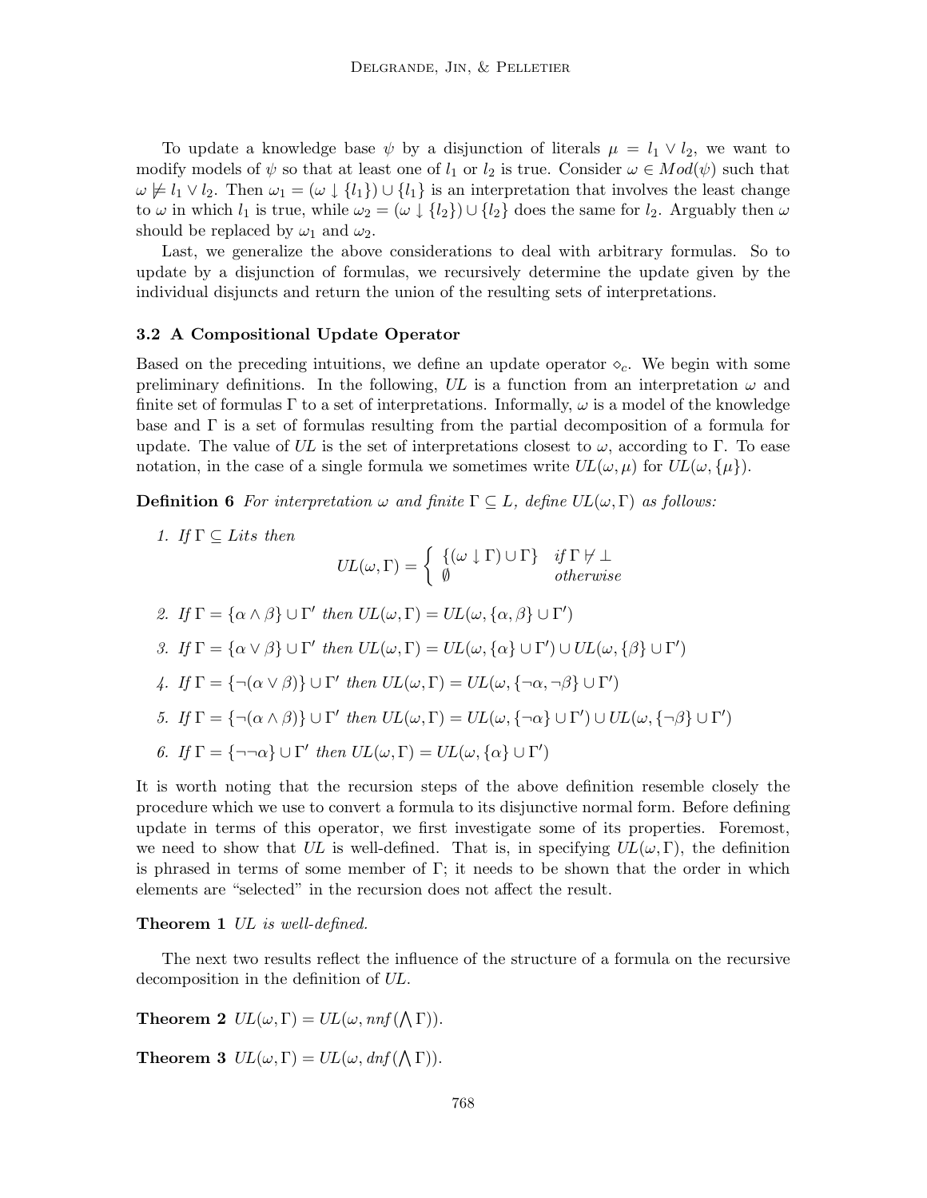To update a knowledge base $\psi$ by a disjunction of literals $\mu = l_1 \vee l_2$, we want to modify models of $\psi$ so that at least one of $l_1$ or $l_2$ is true. Consider $\omega \in Mod(\psi)$ such that $\omega \not\models l_1 \vee l_2$. Then $\omega_1 = (\omega \downarrow \{l_1\}) \cup \{l_1\}$ is an interpretation that involves the least change to $\omega$ in which $l_1$ is true, while $\omega_2 = (\omega \downarrow \{l_2\}) \cup \{l_2\}$ does the same for $l_2$. Arguably then $\omega$ should be replaced by $\omega_1$ and $\omega_2$.

Last, we generalize the above considerations to deal with arbitrary formulas. So to update by a disjunction of formulas, we recursively determine the update given by the individual disjuncts and return the union of the resulting sets of interpretations.

### 3.2 A Compositional Update Operator

Based on the preceding intuitions, we define an update operator $\diamond_c$. We begin with some preliminary definitions. In the following, *UL* is a function from an interpretation $\omega$ and finite set of formulas $\Gamma$ to a set of interpretations. Informally, $\omega$ is a model of the knowledge base and $\Gamma$ is a set of formulas resulting from the partial decomposition of a formula for update. The value of *UL* is the set of interpretations closest to $\omega$, according to $\Gamma$. To ease notation, in the case of a single formula we sometimes write $UL(\omega, \mu)$ for $UL(\omega, \{\mu\})$.

**Definition 6** *For interpretation $\omega$ and finite $\Gamma \subseteq L$, define $UL(\omega, \Gamma)$ as follows:*

1. *If $\Gamma \subseteq Lits$ then*
$$UL(\omega, \Gamma) = \begin{cases} \{(\omega \downarrow \Gamma) \cup \Gamma\} & \text{if } \Gamma \not\vdash \bot \\ \emptyset & \text{otherwise} \end{cases}$$
2. *If $\Gamma = \{\alpha \wedge \beta\} \cup \Gamma'$ then $UL(\omega, \Gamma) = UL(\omega, \{\alpha, \beta\} \cup \Gamma')$*
3. *If $\Gamma = \{\alpha \vee \beta\} \cup \Gamma'$ then $UL(\omega, \Gamma) = UL(\omega, \{\alpha\} \cup \Gamma') \cup UL(\omega, \{\beta\} \cup \Gamma')$*
4. *If $\Gamma = \{\neg(\alpha \vee \beta)\} \cup \Gamma'$ then $UL(\omega, \Gamma) = UL(\omega, \{\neg\alpha, \neg\beta\} \cup \Gamma')$*
5. *If $\Gamma = \{\neg(\alpha \wedge \beta)\} \cup \Gamma'$ then $UL(\omega, \Gamma) = UL(\omega, \{\neg\alpha\} \cup \Gamma') \cup UL(\omega, \{\neg\beta\} \cup \Gamma')$*
6. *If $\Gamma = \{\neg\neg\alpha\} \cup \Gamma'$ then $UL(\omega, \Gamma) = UL(\omega, \{\alpha\} \cup \Gamma')$*

It is worth noting that the recursion steps of the above definition resemble closely the procedure which we use to convert a formula to its disjunctive normal form. Before defining update in terms of this operator, we first investigate some of its properties. Foremost, we need to show that *UL* is well-defined. That is, in specifying $UL(\omega, \Gamma)$, the definition is phrased in terms of some member of $\Gamma$; it needs to be shown that the order in which elements are "selected" in the recursion does not affect the result.

**Theorem 1** *UL is well-defined.*

The next two results reflect the influence of the structure of a formula on the recursive decomposition in the definition of *UL*.

**Theorem 2** $UL(\omega, \Gamma) = UL(\omega, nnf(\bigwedge \Gamma))$.

**Theorem 3** $UL(\omega, \Gamma) = UL(\omega, dnf(\bigwedge \Gamma))$.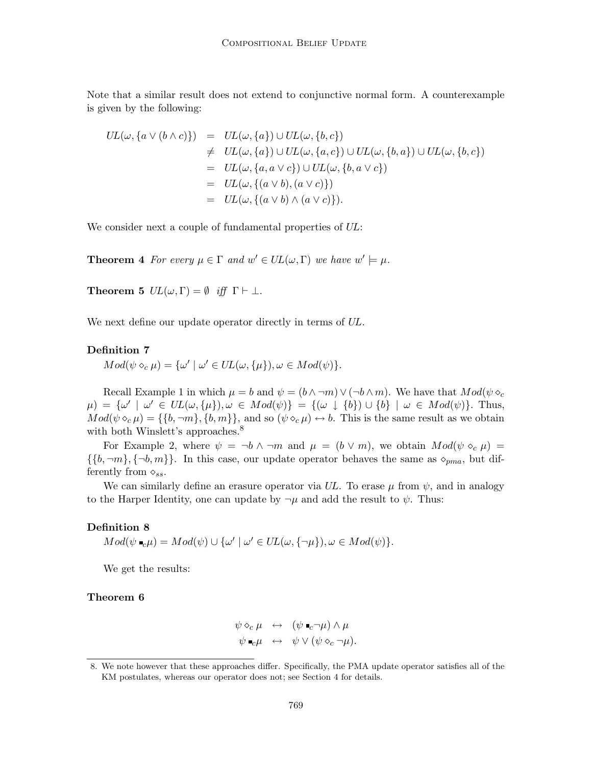Note that a similar result does not extend to conjunctive normal form. A counterexample is given by the following:

$$
\begin{aligned}
UL(\omega, \{a \vee (b \wedge c)\}) &= UL(\omega, \{a\}) \cup UL(\omega, \{b, c\}) \\
&\neq UL(\omega, \{a\}) \cup UL(\omega, \{a, c\}) \cup UL(\omega, \{b, a\}) \cup UL(\omega, \{b, c\}) \\
&= UL(\omega, \{a, a \vee c\}) \cup UL(\omega, \{b, a \vee c\}) \\
&= UL(\omega, \{(a \vee b), (a \vee c)\}) \\
&= UL(\omega, \{(a \vee b) \wedge (a \vee c)\}).
\end{aligned}
$$

We consider next a couple of fundamental properties of *UL*:

**Theorem 4** *For every $\mu \in \Gamma$ and $w' \in UL(\omega, \Gamma)$ we have $w' \models \mu$.*

**Theorem 5** *$UL(\omega, \Gamma) = \emptyset$ iff $\Gamma \vdash \bot$.*

We next define our update operator directly in terms of *UL*.

**Definition 7**

$Mod(\psi \diamond_c \mu) = \{\omega' \mid \omega' \in UL(\omega, \{\mu\}), \omega \in Mod(\psi)\}$.

Recall Example 1 in which $\mu = b$ and $\psi = (b \wedge \neg m) \vee (\neg b \wedge m)$. We have that $Mod(\psi \diamond_c \mu) = \{\omega' \mid \omega' \in UL(\omega, \{\mu\}), \omega \in Mod(\psi)\} = \{(\omega \downarrow \{b\}) \cup \{b\} \mid \omega \in Mod(\psi)\}$. Thus, $Mod(\psi \diamond_c \mu) = \{\{b, \neg m\}, \{b, m\}\}$, and so $(\psi \diamond_c \mu) \leftrightarrow b$. This is the same result as we obtain with both Winslett's approaches.[8]

For Example 2, where $\psi = \neg b \wedge \neg m$ and $\mu = (b \vee m)$, we obtain $Mod(\psi \diamond_c \mu) = \{\{b, \neg m\}, \{\neg b, m\}\}$. In this case, our update operator behaves the same as $\diamond_{pma}$, but differently from $\diamond_{ss}$.

We can similarly define an erasure operator via *UL*. To erase $\mu$ from $\psi$, and in analogy to the Harper Identity, one can update by $\neg\mu$ and add the result to $\psi$. Thus:

**Definition 8**

$Mod(\psi \blacksquare_c \mu) = Mod(\psi) \cup \{\omega' \mid \omega' \in UL(\omega, \{\neg\mu\}), \omega \in Mod(\psi)\}$.

We get the results:

**Theorem 6**

$$
\begin{aligned}
\psi \diamond_c \mu &\leftrightarrow (\psi \blacksquare_c \neg\mu) \wedge \mu \\
\psi \blacksquare_c \mu &\leftrightarrow \psi \vee (\psi \diamond_c \neg\mu).
\end{aligned}
$$

8. We note however that these approaches differ. Specifically, the PMA update operator satisfies all of the KM postulates, whereas our operator does not; see Section 4 for details.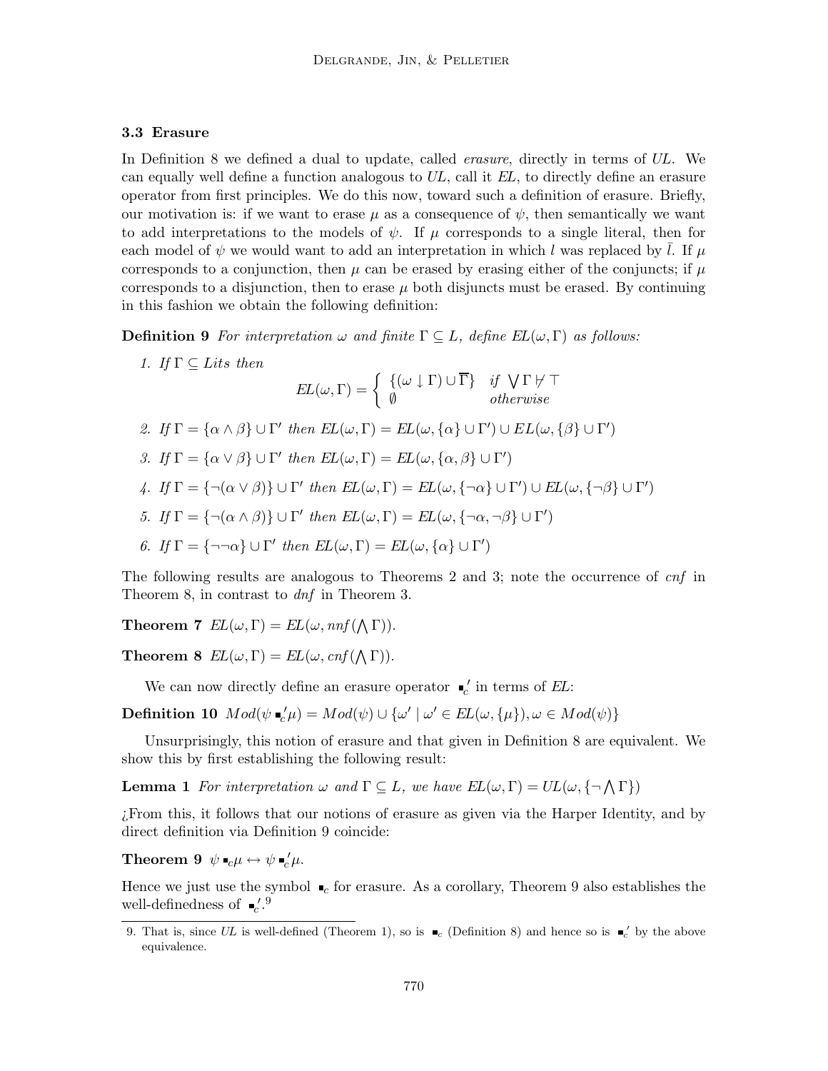### 3.3 Erasure

In Definition 8 we defined a dual to update, called *erasure*, directly in terms of *UL*. We can equally well define a function analogous to *UL*, call it *EL*, to directly define an erasure operator from first principles. We do this now, toward such a definition of erasure. Briefly, our motivation is: if we want to erase $\mu$ as a consequence of $\psi$, then semantically we want to add interpretations to the models of $\psi$. If $\mu$ corresponds to a single literal, then for each model of $\psi$ we would want to add an interpretation in which $l$ was replaced by $\bar{l}$. If $\mu$ corresponds to a conjunction, then $\mu$ can be erased by erasing either of the conjuncts; if $\mu$ corresponds to a disjunction, then to erase $\mu$ both disjuncts must be erased. By continuing in this fashion we obtain the following definition:

**Definition 9** *For interpretation $\omega$ and finite $\Gamma \subseteq L$, define $EL(\omega, \Gamma)$ as follows:*

1. *If $\Gamma \subseteq Lits$ then*
$$EL(\omega, \Gamma) = \begin{cases} \{(\omega \downarrow \Gamma) \cup \overline{\Gamma}\} & \text{if } \bigvee \Gamma \not\vdash \top \\ \emptyset & \text{otherwise} \end{cases}$$
2. *If $\Gamma = \{\alpha \wedge \beta\} \cup \Gamma'$ then $EL(\omega, \Gamma) = EL(\omega, \{\alpha\} \cup \Gamma') \cup EL(\omega, \{\beta\} \cup \Gamma')$*
3. *If $\Gamma = \{\alpha \vee \beta\} \cup \Gamma'$ then $EL(\omega, \Gamma) = EL(\omega, \{\alpha, \beta\} \cup \Gamma')$*
4. *If $\Gamma = \{\neg(\alpha \vee \beta)\} \cup \Gamma'$ then $EL(\omega, \Gamma) = EL(\omega, \{\neg\alpha\} \cup \Gamma') \cup EL(\omega, \{\neg\beta\} \cup \Gamma')$*
5. *If $\Gamma = \{\neg(\alpha \wedge \beta)\} \cup \Gamma'$ then $EL(\omega, \Gamma) = EL(\omega, \{\neg\alpha, \neg\beta\} \cup \Gamma')$*
6. *If $\Gamma = \{\neg\neg\alpha\} \cup \Gamma'$ then $EL(\omega, \Gamma) = EL(\omega, \{\alpha\} \cup \Gamma')$*

The following results are analogous to Theorems 2 and 3; note the occurrence of *cnf* in Theorem 8, in contrast to *dnf* in Theorem 3.

**Theorem 7** $EL(\omega, \Gamma) = EL(\omega, nnf(\bigwedge \Gamma))$.

**Theorem 8** $EL(\omega, \Gamma) = EL(\omega, cnf(\bigwedge \Gamma))$.

We can now directly define an erasure operator $\blacksquare_c'$ in terms of *EL*:

**Definition 10** $Mod(\psi \blacksquare_c' \mu) = Mod(\psi) \cup \{\omega' \mid \omega' \in EL(\omega, \{\mu\}), \omega \in Mod(\psi)\}$

Unsurprisingly, this notion of erasure and that given in Definition 8 are equivalent. We show this by first establishing the following result:

**Lemma 1** *For interpretation $\omega$ and $\Gamma \subseteq L$, we have $EL(\omega, \Gamma) = UL(\omega, \{\neg \bigwedge \Gamma\})$*

¿From this, it follows that our notions of erasure as given via the Harper Identity, and by direct definition via Definition 9 coincide:

**Theorem 9** $\psi \blacksquare_c \mu \leftrightarrow \psi \blacksquare_c' \mu$.

Hence we just use the symbol $\blacksquare_c$ for erasure. As a corollary, Theorem 9 also establishes the well-definedness of $\blacksquare_c'$.[9]

9. That is, since *UL* is well-defined (Theorem 1), so is $\blacksquare_c$ (Definition 8) and hence so is $\blacksquare_c'$ by the above equivalence.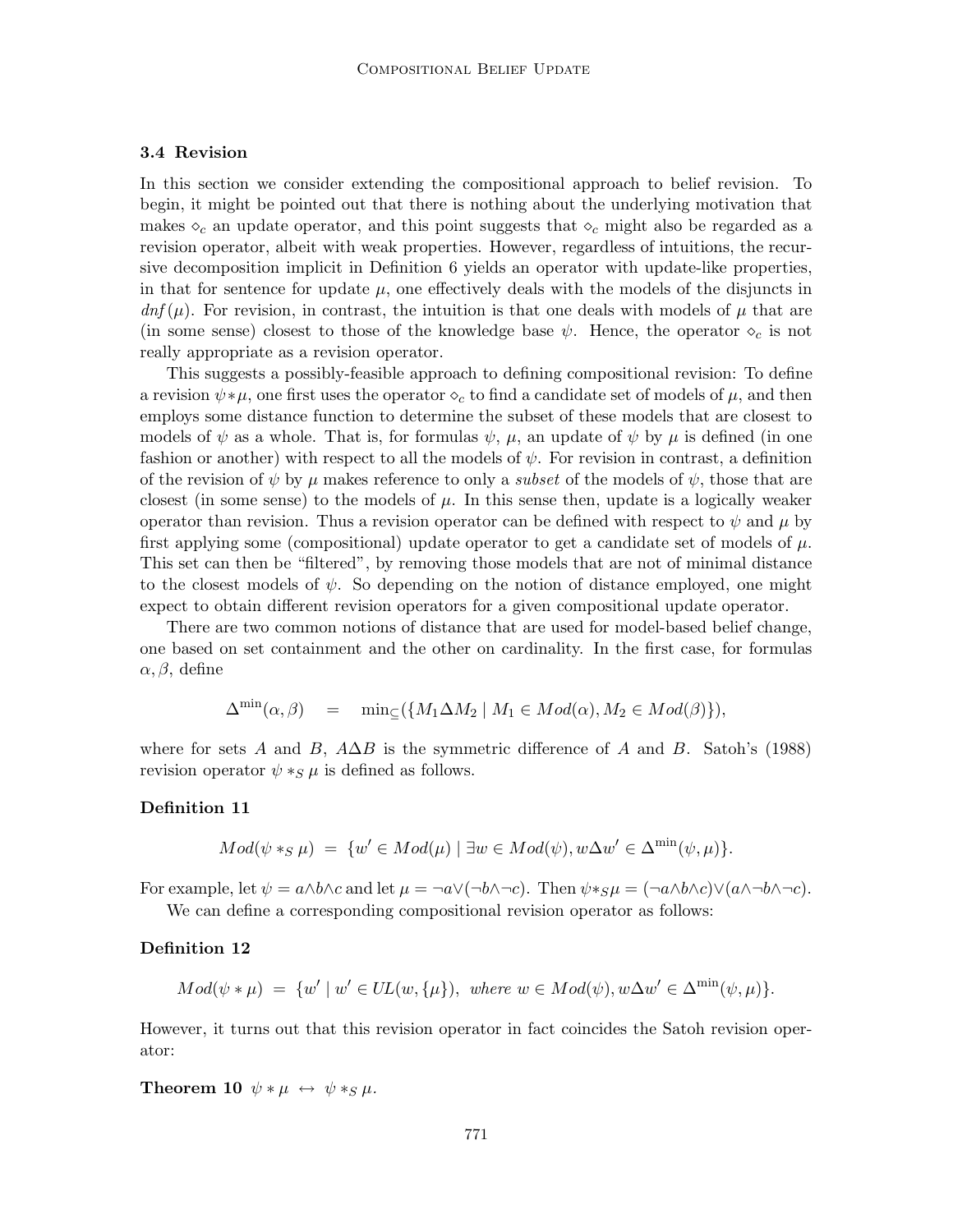### 3.4 Revision

In this section we consider extending the compositional approach to belief revision. To begin, it might be pointed out that there is nothing about the underlying motivation that makes $\diamond_c$ an update operator, and this point suggests that $\diamond_c$ might also be regarded as a revision operator, albeit with weak properties. However, regardless of intuitions, the recursive decomposition implicit in Definition 6 yields an operator with update-like properties, in that for sentence for update $\mu$, one effectively deals with the models of the disjuncts in $dnf(\mu)$. For revision, in contrast, the intuition is that one deals with models of $\mu$ that are (in some sense) closest to those of the knowledge base $\psi$. Hence, the operator $\diamond_c$ is not really appropriate as a revision operator.

This suggests a possibly-feasible approach to defining compositional revision: To define a revision $\psi * \mu$, one first uses the operator $\diamond_c$ to find a candidate set of models of $\mu$, and then employs some distance function to determine the subset of these models that are closest to models of $\psi$ as a whole. That is, for formulas $\psi$, $\mu$, an update of $\psi$ by $\mu$ is defined (in one fashion or another) with respect to all the models of $\psi$. For revision in contrast, a definition of the revision of $\psi$ by $\mu$ makes reference to only a *subset* of the models of $\psi$, those that are closest (in some sense) to the models of $\mu$. In this sense then, update is a logically weaker operator than revision. Thus a revision operator can be defined with respect to $\psi$ and $\mu$ by first applying some (compositional) update operator to get a candidate set of models of $\mu$. This set can then be "filtered", by removing those models that are not of minimal distance to the closest models of $\psi$. So depending on the notion of distance employed, one might expect to obtain different revision operators for a given compositional update operator.

There are two common notions of distance that are used for model-based belief change, one based on set containment and the other on cardinality. In the first case, for formulas $\alpha, \beta$, define

$$\Delta^{\min}(\alpha, \beta) \quad = \quad \min_{\subseteq}(\{M_1 \Delta M_2 \mid M_1 \in Mod(\alpha), M_2 \in Mod(\beta)\}),$$

where for sets $A$ and $B$, $A \Delta B$ is the symmetric difference of $A$ and $B$. Satoh's (1988) revision operator $\psi *_S \mu$ is defined as follows.

**Definition 11**

$$Mod(\psi *_S \mu) \;=\; \{w' \in Mod(\mu) \mid \exists w \in Mod(\psi), w \Delta w' \in \Delta^{\min}(\psi, \mu)\}.$$

For example, let $\psi = a \wedge b \wedge c$ and let $\mu = \neg a \vee (\neg b \wedge \neg c)$. Then $\psi *_S \mu = (\neg a \wedge b \wedge c) \vee (a \wedge \neg b \wedge \neg c)$.

We can define a corresponding compositional revision operator as follows:

**Definition 12**

$$Mod(\psi * \mu) \;=\; \{w' \mid w' \in UL(w, \{\mu\}),\; \textit{where } w \in Mod(\psi), w \Delta w' \in \Delta^{\min}(\psi, \mu)\}.$$

However, it turns out that this revision operator in fact coincides the Satoh revision operator:

**Theorem 10** *$\psi * \mu \;\leftrightarrow\; \psi *_S \mu$.*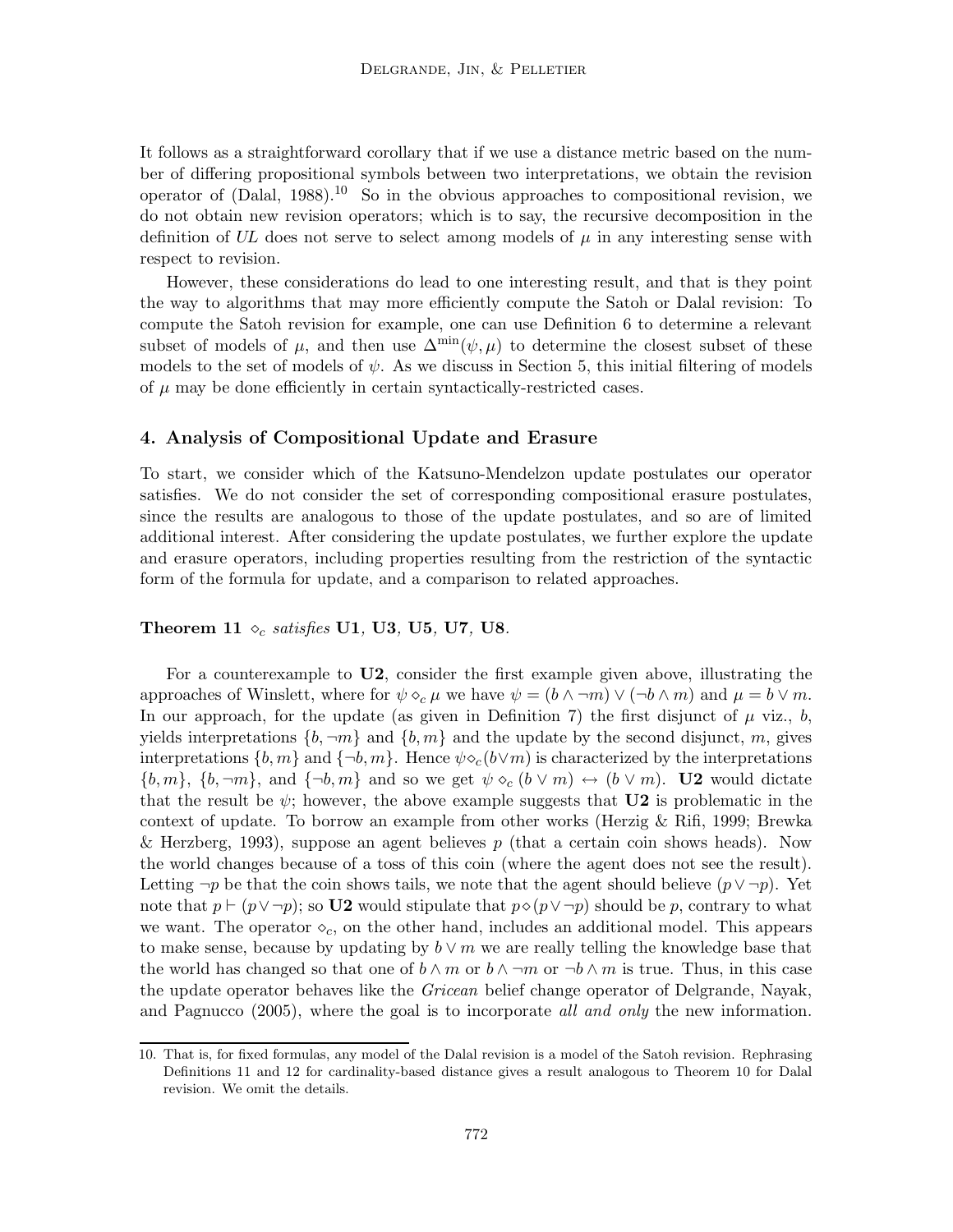It follows as a straightforward corollary that if we use a distance metric based on the number of differing propositional symbols between two interpretations, we obtain the revision operator of (Dalal, 1988).[10] So in the obvious approaches to compositional revision, we do not obtain new revision operators; which is to say, the recursive decomposition in the definition of *UL* does not serve to select among models of $\mu$ in any interesting sense with respect to revision.

However, these considerations do lead to one interesting result, and that is they point the way to algorithms that may more efficiently compute the Satoh or Dalal revision: To compute the Satoh revision for example, one can use Definition 6 to determine a relevant subset of models of $\mu$, and then use $\Delta^{\min}(\psi, \mu)$ to determine the closest subset of these models to the set of models of $\psi$. As we discuss in Section 5, this initial filtering of models of $\mu$ may be done efficiently in certain syntactically-restricted cases.

## 4. Analysis of Compositional Update and Erasure

To start, we consider which of the Katsuno-Mendelzon update postulates our operator satisfies. We do not consider the set of corresponding compositional erasure postulates, since the results are analogous to those of the update postulates, and so are of limited additional interest. After considering the update postulates, we further explore the update and erasure operators, including properties resulting from the restriction of the syntactic form of the formula for update, and a comparison to related approaches.

**Theorem 11** *$\diamond_c$ satisfies* **U1***,* **U3***,* **U5***,* **U7***,* **U8***.*

For a counterexample to **U2**, consider the first example given above, illustrating the approaches of Winslett, where for $\psi \diamond_c \mu$ we have $\psi = (b \wedge \neg m) \vee (\neg b \wedge m)$ and $\mu = b \vee m$. In our approach, for the update (as given in Definition 7) the first disjunct of $\mu$ viz., $b$, yields interpretations $\{b, \neg m\}$ and $\{b, m\}$ and the update by the second disjunct, $m$, gives interpretations $\{b, m\}$ and $\{\neg b, m\}$. Hence $\psi \diamond_c (b \vee m)$ is characterized by the interpretations $\{b, m\}$, $\{b, \neg m\}$, and $\{\neg b, m\}$ and so we get $\psi \diamond_c (b \vee m) \leftrightarrow (b \vee m)$. **U2** would dictate that the result be $\psi$; however, the above example suggests that **U2** is problematic in the context of update. To borrow an example from other works (Herzig & Rifi, 1999; Brewka & Herzberg, 1993), suppose an agent believes $p$ (that a certain coin shows heads). Now the world changes because of a toss of this coin (where the agent does not see the result). Letting $\neg p$ be that the coin shows tails, we note that the agent should believe $(p \vee \neg p)$. Yet note that $p \vdash (p \vee \neg p)$; so **U2** would stipulate that $p \diamond (p \vee \neg p)$ should be $p$, contrary to what we want. The operator $\diamond_c$, on the other hand, includes an additional model. This appears to make sense, because by updating by $b \vee m$ we are really telling the knowledge base that the world has changed so that one of $b \wedge m$ or $b \wedge \neg m$ or $\neg b \wedge m$ is true. Thus, in this case the update operator behaves like the *Gricean* belief change operator of Delgrande, Nayak, and Pagnucco (2005), where the goal is to incorporate *all and only* the new information.

---

10. That is, for fixed formulas, any model of the Dalal revision is a model of the Satoh revision. Rephrasing Definitions 11 and 12 for cardinality-based distance gives a result analogous to Theorem 10 for Dalal revision. We omit the details.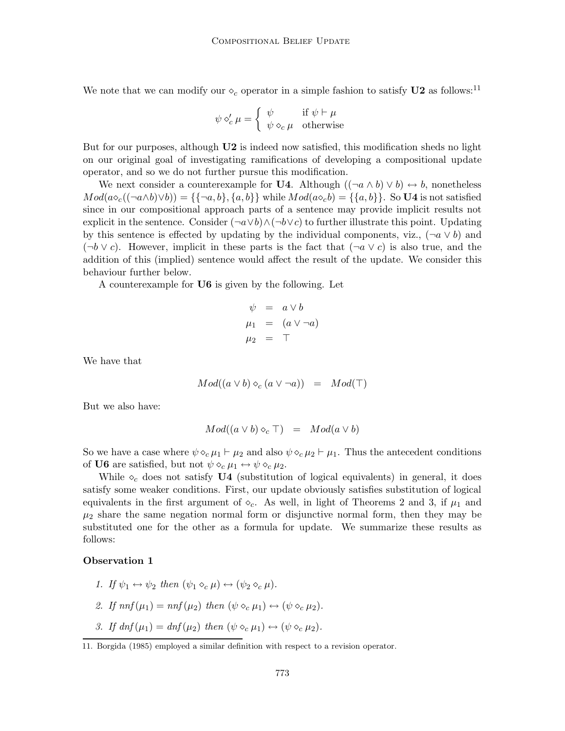We note that we can modify our $\diamond_c$ operator in a simple fashion to satisfy **U2** as follows:[11]

$$\psi \diamond'_c \mu = \begin{cases} \psi & \text{if } \psi \vdash \mu \\ \psi \diamond_c \mu & \text{otherwise} \end{cases}$$

But for our purposes, although **U2** is indeed now satisfied, this modification sheds no light on our original goal of investigating ramifications of developing a compositional update operator, and so we do not further pursue this modification.

We next consider a counterexample for **U4**. Although $((\neg a \wedge b) \vee b) \leftrightarrow b$, nonetheless $Mod(a \diamond_c ((\neg a \wedge b) \vee b)) = \{\{\neg a, b\}, \{a, b\}\}$ while $Mod(a \diamond_c b) = \{\{a, b\}\}$. So **U4** is not satisfied since in our compositional approach parts of a sentence may provide implicit results not explicit in the sentence. Consider $(\neg a \vee b) \wedge (\neg b \vee c)$ to further illustrate this point. Updating by this sentence is effected by updating by the individual components, viz., $(\neg a \vee b)$ and $(\neg b \vee c)$. However, implicit in these parts is the fact that $(\neg a \vee c)$ is also true, and the addition of this (implied) sentence would affect the result of the update. We consider this behaviour further below.

A counterexample for **U6** is given by the following. Let

$$\begin{aligned} \psi &= a \vee b \\ \mu_1 &= (a \vee \neg a) \\ \mu_2 &= \top \end{aligned}$$

We have that

$$Mod((a \vee b) \diamond_c (a \vee \neg a)) \quad = \quad Mod(\top)$$

But we also have:

$$Mod((a \vee b) \diamond_c \top) \quad = \quad Mod(a \vee b)$$

So we have a case where $\psi \diamond_c \mu_1 \vdash \mu_2$ and also $\psi \diamond_c \mu_2 \vdash \mu_1$. Thus the antecedent conditions of **U6** are satisfied, but not $\psi \diamond_c \mu_1 \leftrightarrow \psi \diamond_c \mu_2$.

While $\diamond_c$ does not satisfy **U4** (substitution of logical equivalents) in general, it does satisfy some weaker conditions. First, our update obviously satisfies substitution of logical equivalents in the first argument of $\diamond_c$. As well, in light of Theorems 2 and 3, if $\mu_1$ and $\mu_2$ share the same negation normal form or disjunctive normal form, then they may be substituted one for the other as a formula for update. We summarize these results as follows:

**Observation 1**

1. *If* $\psi_1 \leftrightarrow \psi_2$ *then* $(\psi_1 \diamond_c \mu) \leftrightarrow (\psi_2 \diamond_c \mu)$.
2. *If* $nnf(\mu_1) = nnf(\mu_2)$ *then* $(\psi \diamond_c \mu_1) \leftrightarrow (\psi \diamond_c \mu_2)$.
3. *If* $dnf(\mu_1) = dnf(\mu_2)$ *then* $(\psi \diamond_c \mu_1) \leftrightarrow (\psi \diamond_c \mu_2)$.

---

11. Borgida (1985) employed a similar definition with respect to a revision operator.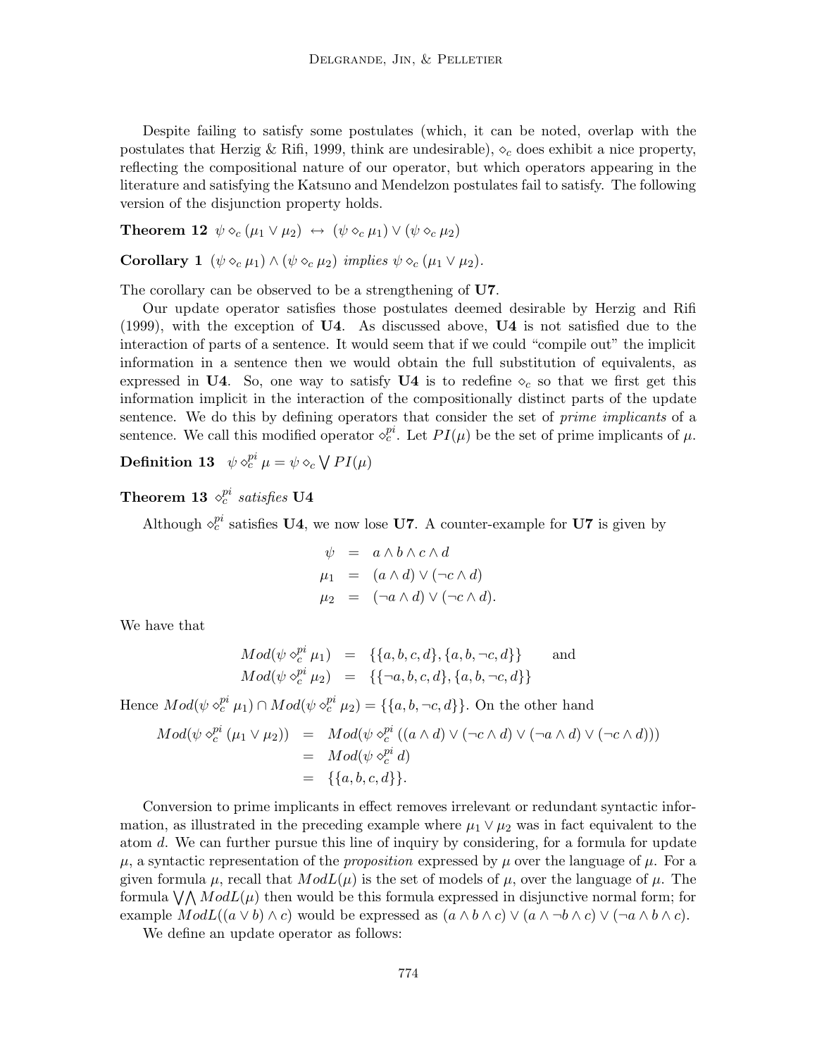Despite failing to satisfy some postulates (which, it can be noted, overlap with the postulates that Herzig & Rifi, 1999, think are undesirable), $\diamond_c$ does exhibit a nice property, reflecting the compositional nature of our operator, but which operators appearing in the literature and satisfying the Katsuno and Mendelzon postulates fail to satisfy. The following version of the disjunction property holds.

**Theorem 12** $\psi \diamond_c (\mu_1 \vee \mu_2) \;\leftrightarrow\; (\psi \diamond_c \mu_1) \vee (\psi \diamond_c \mu_2)$

**Corollary 1** $(\psi \diamond_c \mu_1) \wedge (\psi \diamond_c \mu_2)$ *implies* $\psi \diamond_c (\mu_1 \vee \mu_2)$.

The corollary can be observed to be a strengthening of **U7**.

Our update operator satisfies those postulates deemed desirable by Herzig and Rifi (1999), with the exception of **U4**. As discussed above, **U4** is not satisfied due to the interaction of parts of a sentence. It would seem that if we could "compile out" the implicit information in a sentence then we would obtain the full substitution of equivalents, as expressed in **U4**. So, one way to satisfy **U4** is to redefine $\diamond_c$ so that we first get this information implicit in the interaction of the compositionally distinct parts of the update sentence. We do this by defining operators that consider the set of *prime implicants* of a sentence. We call this modified operator $\diamond_c^{pi}$. Let $PI(\mu)$ be the set of prime implicants of $\mu$.

**Definition 13** $\psi \diamond_c^{pi} \mu = \psi \diamond_c \bigvee PI(\mu)$

**Theorem 13** $\diamond_c^{pi}$ *satisfies* **U4**

Although $\diamond_c^{pi}$ satisfies **U4**, we now lose **U7**. A counter-example for **U7** is given by

$$\begin{aligned}
\psi &= a \wedge b \wedge c \wedge d \\
\mu_1 &= (a \wedge d) \vee (\neg c \wedge d) \\
\mu_2 &= (\neg a \wedge d) \vee (\neg c \wedge d).
\end{aligned}$$

We have that

$$\begin{aligned}
Mod(\psi \diamond_c^{pi} \mu_1) &= \{\{a, b, c, d\}, \{a, b, \neg c, d\}\} \qquad \text{and} \\
Mod(\psi \diamond_c^{pi} \mu_2) &= \{\{\neg a, b, c, d\}, \{a, b, \neg c, d\}\}
\end{aligned}$$

Hence $Mod(\psi \diamond_c^{pi} \mu_1) \cap Mod(\psi \diamond_c^{pi} \mu_2) = \{\{a, b, \neg c, d\}\}$. On the other hand

$$\begin{aligned}
Mod(\psi \diamond_c^{pi} (\mu_1 \vee \mu_2)) &= Mod(\psi \diamond_c^{pi} ((a \wedge d) \vee (\neg c \wedge d) \vee (\neg a \wedge d) \vee (\neg c \wedge d))) \\
&= Mod(\psi \diamond_c^{pi} d) \\
&= \{\{a, b, c, d\}\}.
\end{aligned}$$

Conversion to prime implicants in effect removes irrelevant or redundant syntactic information, as illustrated in the preceding example where $\mu_1 \vee \mu_2$ was in fact equivalent to the atom $d$. We can further pursue this line of inquiry by considering, for a formula for update $\mu$, a syntactic representation of the *proposition* expressed by $\mu$ over the language of $\mu$. For a given formula $\mu$, recall that $ModL(\mu)$ is the set of models of $\mu$, over the language of $\mu$. The formula $\bigvee \bigwedge ModL(\mu)$ then would be this formula expressed in disjunctive normal form; for example $ModL((a \vee b) \wedge c)$ would be expressed as $(a \wedge b \wedge c) \vee (a \wedge \neg b \wedge c) \vee (\neg a \wedge b \wedge c)$.

We define an update operator as follows: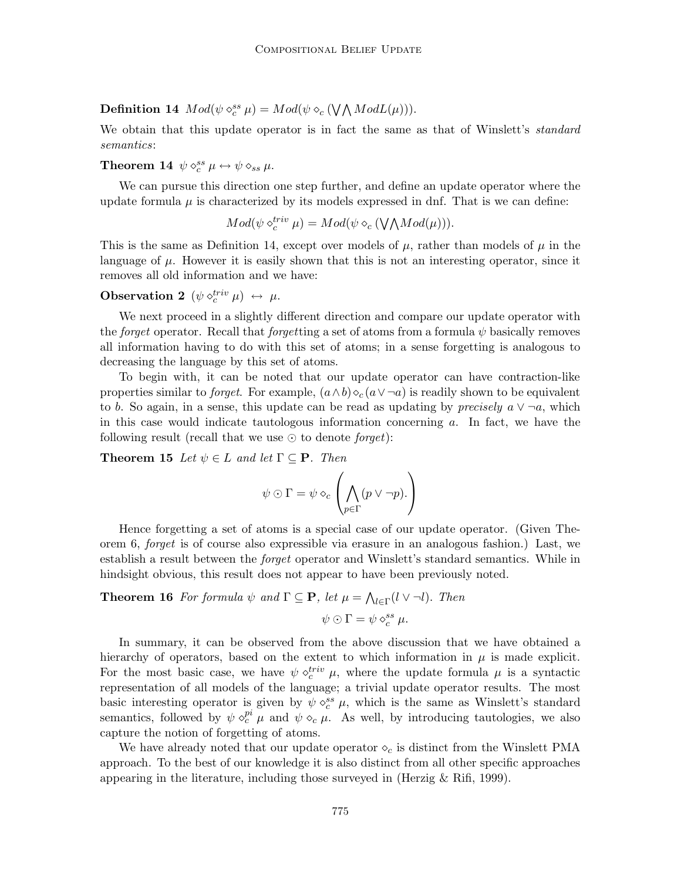**Definition 14** $Mod(\psi \diamond_c^{ss} \mu) = Mod(\psi \diamond_c (\bigvee\bigwedge ModL(\mu)))$.

We obtain that this update operator is in fact the same as that of Winslett's *standard semantics*:

**Theorem 14** $\psi \diamond_c^{ss} \mu \leftrightarrow \psi \diamond_{ss} \mu$.

We can pursue this direction one step further, and define an update operator where the update formula $\mu$ is characterized by its models expressed in dnf. That is we can define:

$$Mod(\psi \diamond_c^{triv} \mu) = Mod(\psi \diamond_c (\bigvee\bigwedge Mod(\mu))).$$

This is the same as Definition 14, except over models of $\mu$, rather than models of $\mu$ in the language of $\mu$. However it is easily shown that this is not an interesting operator, since it removes all old information and we have:

**Observation 2** $(\psi \diamond_c^{triv} \mu) \;\leftrightarrow\; \mu$.

We next proceed in a slightly different direction and compare our update operator with the *forget* operator. Recall that *forget*ting a set of atoms from a formula $\psi$ basically removes all information having to do with this set of atoms; in a sense forgetting is analogous to decreasing the language by this set of atoms.

To begin with, it can be noted that our update operator can have contraction-like properties similar to *forget*. For example, $(a \wedge b) \diamond_c (a \vee \neg a)$ is readily shown to be equivalent to $b$. So again, in a sense, this update can be read as updating by *precisely* $a \vee \neg a$, which in this case would indicate tautologous information concerning $a$. In fact, we have the following result (recall that we use $\odot$ to denote *forget*):

**Theorem 15** *Let $\psi \in L$ and let $\Gamma \subseteq \mathbf{P}$. Then*

$$\psi \odot \Gamma = \psi \diamond_c \left( \bigwedge_{p \in \Gamma} (p \vee \neg p). \right)$$

Hence forgetting a set of atoms is a special case of our update operator. (Given Theorem 6, *forget* is of course also expressible via erasure in an analogous fashion.) Last, we establish a result between the *forget* operator and Winslett's standard semantics. While in hindsight obvious, this result does not appear to have been previously noted.

**Theorem 16** *For formula $\psi$ and $\Gamma \subseteq \mathbf{P}$, let $\mu = \bigwedge_{l \in \Gamma}(l \vee \neg l)$. Then*

$$\psi \odot \Gamma = \psi \diamond_c^{ss} \mu.$$

In summary, it can be observed from the above discussion that we have obtained a hierarchy of operators, based on the extent to which information in $\mu$ is made explicit. For the most basic case, we have $\psi \diamond_c^{triv} \mu$, where the update formula $\mu$ is a syntactic representation of all models of the language; a trivial update operator results. The most basic interesting operator is given by $\psi \diamond_c^{ss} \mu$, which is the same as Winslett's standard semantics, followed by $\psi \diamond_c^{pi} \mu$ and $\psi \diamond_c \mu$. As well, by introducing tautologies, we also capture the notion of forgetting of atoms.

We have already noted that our update operator $\diamond_c$ is distinct from the Winslett PMA approach. To the best of our knowledge it is also distinct from all other specific approaches appearing in the literature, including those surveyed in (Herzig & Rifi, 1999).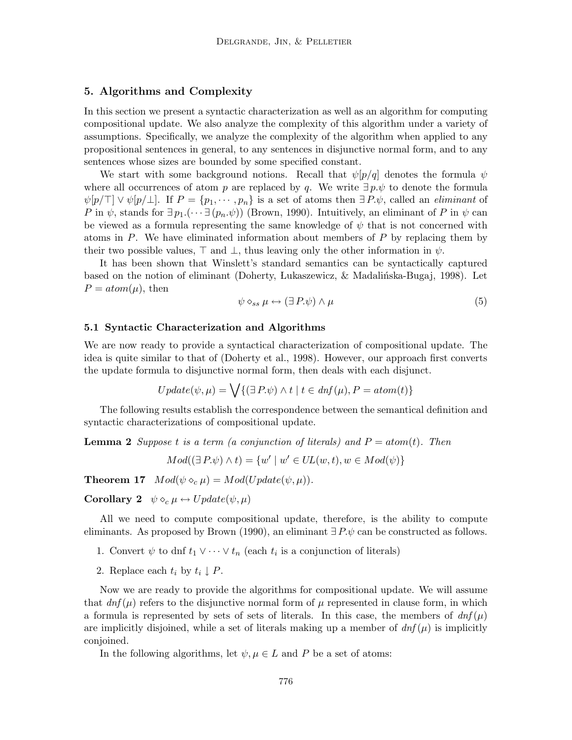## 5. Algorithms and Complexity

In this section we present a syntactic characterization as well as an algorithm for computing compositional update. We also analyze the complexity of this algorithm under a variety of assumptions. Specifically, we analyze the complexity of the algorithm when applied to any propositional sentences in general, to any sentences in disjunctive normal form, and to any sentences whose sizes are bounded by some specified constant.

We start with some background notions. Recall that $\psi[p/q]$ denotes the formula $\psi$ where all occurrences of atom $p$ are replaced by $q$. We write $\exists\, p.\psi$ to denote the formula $\psi[p/\top] \vee \psi[p/\bot]$. If $P = \{p_1, \cdots, p_n\}$ is a set of atoms then $\exists\, P.\psi$, called an *eliminant* of $P$ in $\psi$, stands for $\exists\, p_1.(\cdots \exists\,(p_n.\psi))$ (Brown, 1990). Intuitively, an eliminant of $P$ in $\psi$ can be viewed as a formula representing the same knowledge of $\psi$ that is not concerned with atoms in $P$. We have eliminated information about members of $P$ by replacing them by their two possible values, $\top$ and $\bot$, thus leaving only the other information in $\psi$.

It has been shown that Winslett's standard semantics can be syntactically captured based on the notion of eliminant (Doherty, Łukaszewicz, & Madalińska-Bugaj, 1998). Let $P = atom(\mu)$, then

$$\psi \diamond_{ss} \mu \leftrightarrow (\exists\, P.\psi) \wedge \mu \tag{5}$$

### 5.1 Syntactic Characterization and Algorithms

We are now ready to provide a syntactical characterization of compositional update. The idea is quite similar to that of (Doherty et al., 1998). However, our approach first converts the update formula to disjunctive normal form, then deals with each disjunct.

$$Update(\psi, \mu) = \bigvee \{(\exists\, P.\psi) \wedge t \mid t \in dnf(\mu), P = atom(t)\}$$

The following results establish the correspondence between the semantical definition and syntactic characterizations of compositional update.

**Lemma 2** *Suppose $t$ is a term (a conjunction of literals) and $P = atom(t)$. Then*

$$Mod((\exists\, P.\psi) \wedge t) = \{w' \mid w' \in UL(w, t), w \in Mod(\psi)\}$$

**Theorem 17** $Mod(\psi \diamond_c \mu) = Mod(Update(\psi, \mu))$.

**Corollary 2** $\psi \diamond_c \mu \leftrightarrow Update(\psi, \mu)$

All we need to compute compositional update, therefore, is the ability to compute eliminants. As proposed by Brown (1990), an eliminant $\exists\, P.\psi$ can be constructed as follows.

1. Convert $\psi$ to dnf $t_1 \vee \cdots \vee t_n$ (each $t_i$ is a conjunction of literals)
2. Replace each $t_i$ by $t_i \downarrow P$.

Now we are ready to provide the algorithms for compositional update. We will assume that $dnf(\mu)$ refers to the disjunctive normal form of $\mu$ represented in clause form, in which a formula is represented by sets of sets of literals. In this case, the members of $dnf(\mu)$ are implicitly disjoined, while a set of literals making up a member of $dnf(\mu)$ is implicitly conjoined.

In the following algorithms, let $\psi, \mu \in L$ and $P$ be a set of atoms: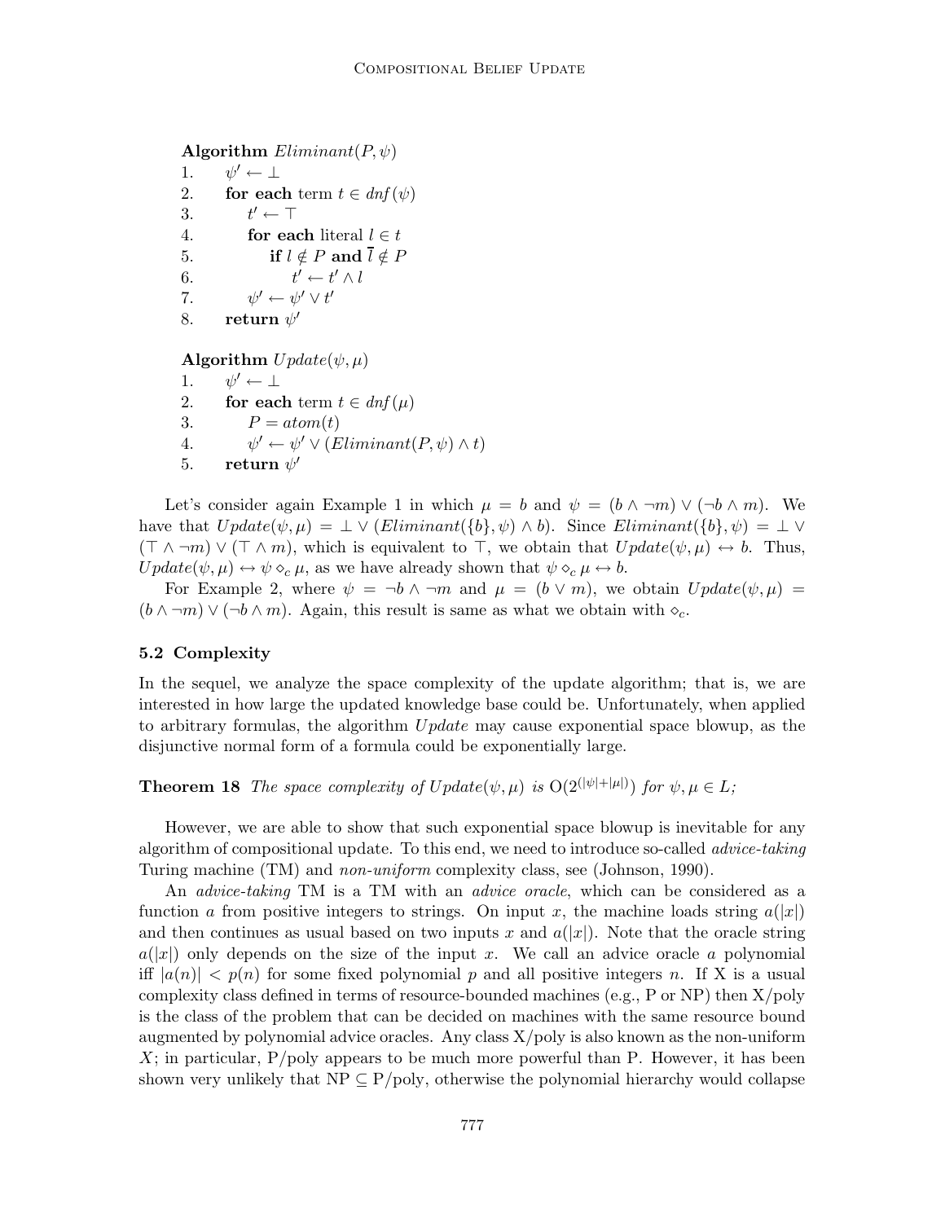**Algorithm** $Eliminant(P, \psi)$

```
1.    ψ' ← ⊥
2.    for each term t ∈ dnf(ψ)
3.        t' ← ⊤
4.        for each literal l ∈ t
5.            if l ∉ P and l̄ ∉ P
6.                t' ← t' ∧ l
7.        ψ' ← ψ' ∨ t'
8.    return ψ'
```

**Algorithm** $Update(\psi, \mu)$

```
1.    ψ' ← ⊥
2.    for each term t ∈ dnf(μ)
3.        P = atom(t)
4.        ψ' ← ψ' ∨ (Eliminant(P, ψ) ∧ t)
5.    return ψ'
```

Let's consider again Example 1 in which $\mu = b$ and $\psi = (b \wedge \neg m) \vee (\neg b \wedge m)$. We have that $Update(\psi, \mu) = \bot \vee (Eliminant(\{b\}, \psi) \wedge b)$. Since $Eliminant(\{b\}, \psi) = \bot \vee (\top \wedge \neg m) \vee (\top \wedge m)$, which is equivalent to $\top$, we obtain that $Update(\psi, \mu) \leftrightarrow b$. Thus, $Update(\psi, \mu) \leftrightarrow \psi \diamond_c \mu$, as we have already shown that $\psi \diamond_c \mu \leftrightarrow b$.

For Example 2, where $\psi = \neg b \wedge \neg m$ and $\mu = (b \vee m)$, we obtain $Update(\psi, \mu) = (b \wedge \neg m) \vee (\neg b \wedge m)$. Again, this result is same as what we obtain with $\diamond_c$.

### 5.2 Complexity

In the sequel, we analyze the space complexity of the update algorithm; that is, we are interested in how large the updated knowledge base could be. Unfortunately, when applied to arbitrary formulas, the algorithm *Update* may cause exponential space blowup, as the disjunctive normal form of a formula could be exponentially large.

**Theorem 18** *The space complexity of* $Update(\psi, \mu)$ *is* $O(2^{(|\psi|+|\mu|)})$ *for* $\psi, \mu \in L$;

However, we are able to show that such exponential space blowup is inevitable for any algorithm of compositional update. To this end, we need to introduce so-called *advice-taking* Turing machine (TM) and *non-uniform* complexity class, see (Johnson, 1990).

An *advice-taking* TM is a TM with an *advice oracle*, which can be considered as a function $a$ from positive integers to strings. On input $x$, the machine loads string $a(|x|)$ and then continues as usual based on two inputs $x$ and $a(|x|)$. Note that the oracle string $a(|x|)$ only depends on the size of the input $x$. We call an advice oracle $a$ polynomial iff $|a(n)| < p(n)$ for some fixed polynomial $p$ and all positive integers $n$. If X is a usual complexity class defined in terms of resource-bounded machines (e.g., P or NP) then X/poly is the class of the problem that can be decided on machines with the same resource bound augmented by polynomial advice oracles. Any class X/poly is also known as the non-uniform $X$; in particular, P/poly appears to be much more powerful than P. However, it has been shown very unlikely that NP $\subseteq$ P/poly, otherwise the polynomial hierarchy would collapse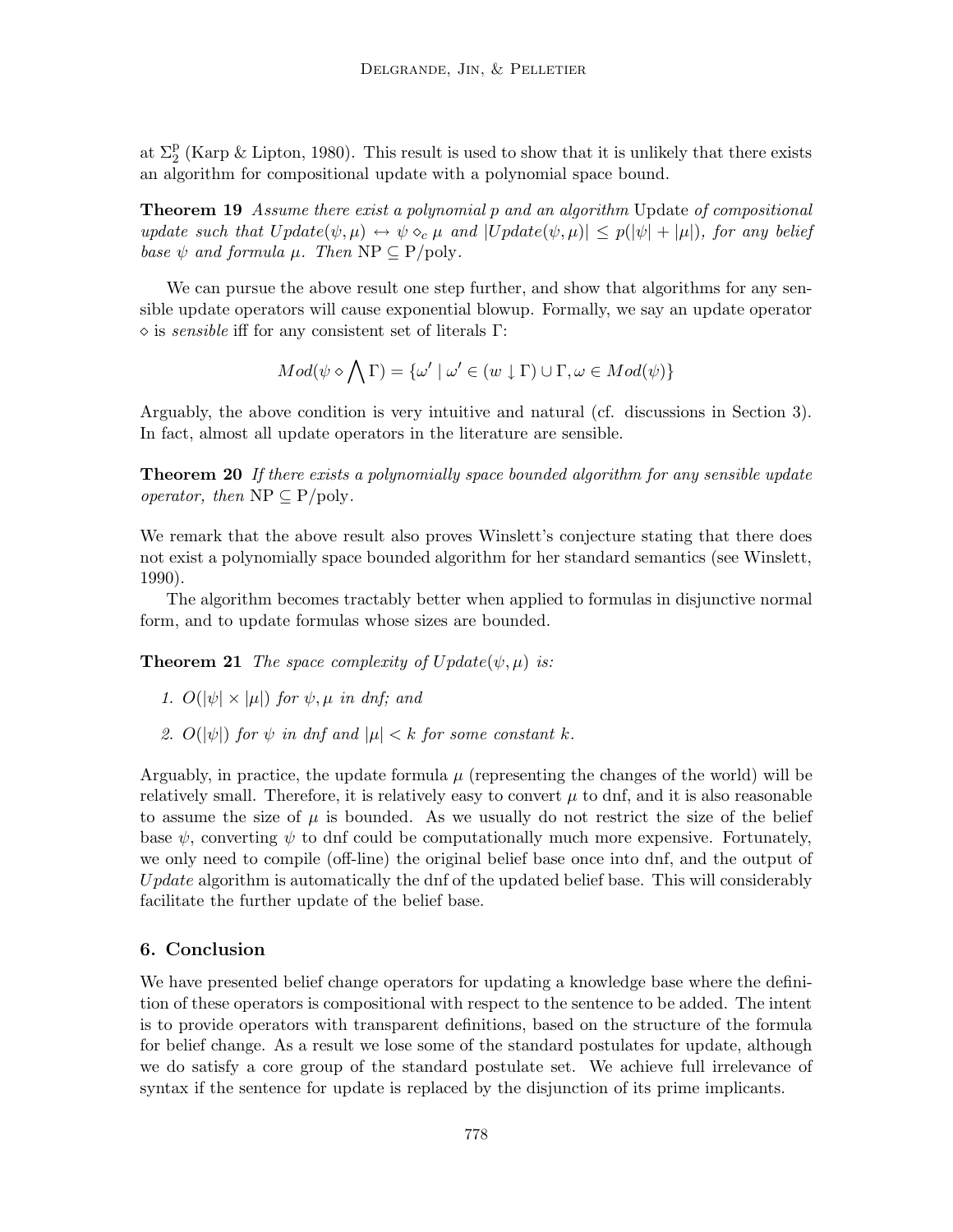at $\Sigma_2^{\mathrm{p}}$ (Karp & Lipton, 1980). This result is used to show that it is unlikely that there exists an algorithm for compositional update with a polynomial space bound.

**Theorem 19** *Assume there exist a polynomial $p$ and an algorithm* Update *of compositional update such that $Update(\psi, \mu) \leftrightarrow \psi \diamond_c \mu$ and $|Update(\psi, \mu)| \leq p(|\psi| + |\mu|)$, for any belief base $\psi$ and formula $\mu$. Then $\mathrm{NP} \subseteq \mathrm{P/poly}$.*

We can pursue the above result one step further, and show that algorithms for any sensible update operators will cause exponential blowup. Formally, we say an update operator $\diamond$ is *sensible* iff for any consistent set of literals $\Gamma$:

$$Mod(\psi \diamond \bigwedge \Gamma) = \{\omega' \mid \omega' \in (w \downarrow \Gamma) \cup \Gamma, \omega \in Mod(\psi)\}$$

Arguably, the above condition is very intuitive and natural (cf. discussions in Section 3). In fact, almost all update operators in the literature are sensible.

**Theorem 20** *If there exists a polynomially space bounded algorithm for any sensible update operator, then $\mathrm{NP} \subseteq \mathrm{P/poly}$.*

We remark that the above result also proves Winslett's conjecture stating that there does not exist a polynomially space bounded algorithm for her standard semantics (see Winslett, 1990).

The algorithm becomes tractably better when applied to formulas in disjunctive normal form, and to update formulas whose sizes are bounded.

**Theorem 21** *The space complexity of $Update(\psi, \mu)$ is:*

1. *$O(|\psi| \times |\mu|)$ for $\psi, \mu$ in dnf; and*
2. *$O(|\psi|)$ for $\psi$ in dnf and $|\mu| < k$ for some constant $k$.*

Arguably, in practice, the update formula $\mu$ (representing the changes of the world) will be relatively small. Therefore, it is relatively easy to convert $\mu$ to dnf, and it is also reasonable to assume the size of $\mu$ is bounded. As we usually do not restrict the size of the belief base $\psi$, converting $\psi$ to dnf could be computationally much more expensive. Fortunately, we only need to compile (off-line) the original belief base once into dnf, and the output of *Update* algorithm is automatically the dnf of the updated belief base. This will considerably facilitate the further update of the belief base.

## 6. Conclusion

We have presented belief change operators for updating a knowledge base where the definition of these operators is compositional with respect to the sentence to be added. The intent is to provide operators with transparent definitions, based on the structure of the formula for belief change. As a result we lose some of the standard postulates for update, although we do satisfy a core group of the standard postulate set. We achieve full irrelevance of syntax if the sentence for update is replaced by the disjunction of its prime implicants.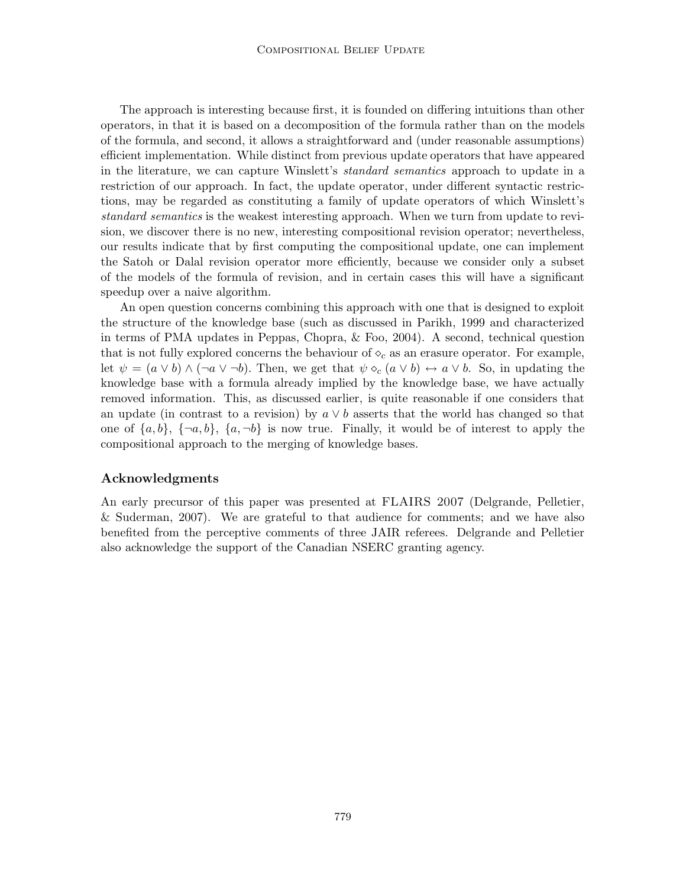The approach is interesting because first, it is founded on differing intuitions than other operators, in that it is based on a decomposition of the formula rather than on the models of the formula, and second, it allows a straightforward and (under reasonable assumptions) efficient implementation. While distinct from previous update operators that have appeared in the literature, we can capture Winslett's *standard semantics* approach to update in a restriction of our approach. In fact, the update operator, under different syntactic restrictions, may be regarded as constituting a family of update operators of which Winslett's *standard semantics* is the weakest interesting approach. When we turn from update to revision, we discover there is no new, interesting compositional revision operator; nevertheless, our results indicate that by first computing the compositional update, one can implement the Satoh or Dalal revision operator more efficiently, because we consider only a subset of the models of the formula of revision, and in certain cases this will have a significant speedup over a naive algorithm.

An open question concerns combining this approach with one that is designed to exploit the structure of the knowledge base (such as discussed in Parikh, 1999 and characterized in terms of PMA updates in Peppas, Chopra, & Foo, 2004). A second, technical question that is not fully explored concerns the behaviour of $\diamond_c$ as an erasure operator. For example, let $\psi = (a \vee b) \wedge (\neg a \vee \neg b)$. Then, we get that $\psi \diamond_c (a \vee b) \leftrightarrow a \vee b$. So, in updating the knowledge base with a formula already implied by the knowledge base, we have actually removed information. This, as discussed earlier, is quite reasonable if one considers that an update (in contrast to a revision) by $a \vee b$ asserts that the world has changed so that one of $\{a, b\}$, $\{\neg a, b\}$, $\{a, \neg b\}$ is now true. Finally, it would be of interest to apply the compositional approach to the merging of knowledge bases.

## Acknowledgments

An early precursor of this paper was presented at FLAIRS 2007 (Delgrande, Pelletier, & Suderman, 2007). We are grateful to that audience for comments; and we have also benefited from the perceptive comments of three JAIR referees. Delgrande and Pelletier also acknowledge the support of the Canadian NSERC granting agency.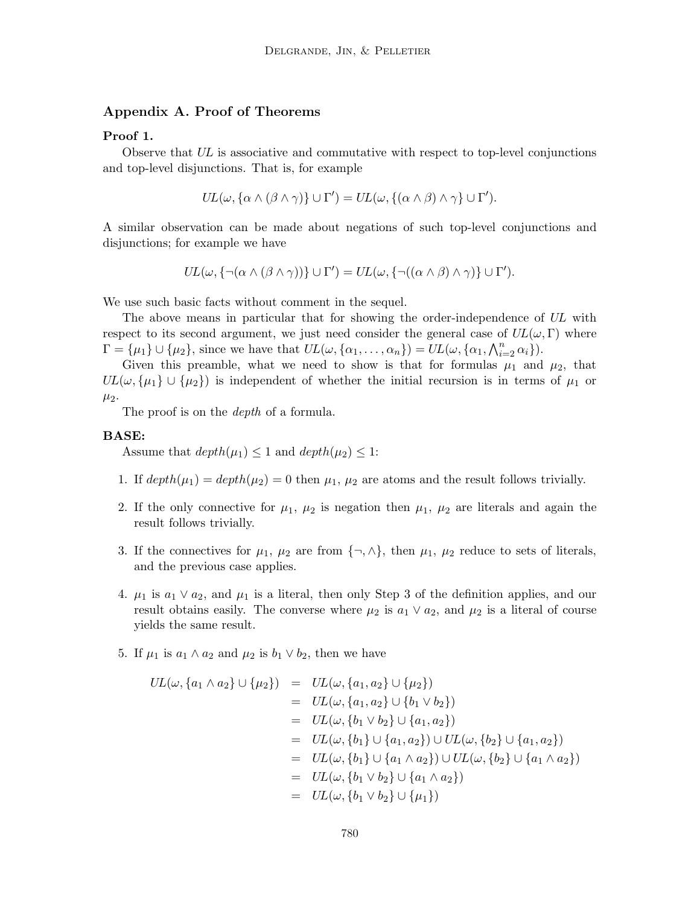## Appendix A. Proof of Theorems

**Proof 1.**

Observe that *UL* is associative and commutative with respect to top-level conjunctions and top-level disjunctions. That is, for example

$$UL(\omega, \{\alpha \wedge (\beta \wedge \gamma)\} \cup \Gamma') = UL(\omega, \{(\alpha \wedge \beta) \wedge \gamma\} \cup \Gamma').$$

A similar observation can be made about negations of such top-level conjunctions and disjunctions; for example we have

$$UL(\omega, \{\neg(\alpha \wedge (\beta \wedge \gamma))\} \cup \Gamma') = UL(\omega, \{\neg((\alpha \wedge \beta) \wedge \gamma)\} \cup \Gamma').$$

We use such basic facts without comment in the sequel.

The above means in particular that for showing the order-independence of *UL* with respect to its second argument, we just need consider the general case of $UL(\omega, \Gamma)$ where $\Gamma = \{\mu_1\} \cup \{\mu_2\}$, since we have that $UL(\omega, \{\alpha_1, \ldots, \alpha_n\}) = UL(\omega, \{\alpha_1, \bigwedge_{i=2}^{n} \alpha_i\})$.

Given this preamble, what we need to show is that for formulas $\mu_1$ and $\mu_2$, that $UL(\omega, \{\mu_1\} \cup \{\mu_2\})$ is independent of whether the initial recursion is in terms of $\mu_1$ or $\mu_2$.

The proof is on the *depth* of a formula.

**BASE:**

Assume that $depth(\mu_1) \leq 1$ and $depth(\mu_2) \leq 1$:

1. If $depth(\mu_1) = depth(\mu_2) = 0$ then $\mu_1$, $\mu_2$ are atoms and the result follows trivially.
2. If the only connective for $\mu_1$, $\mu_2$ is negation then $\mu_1$, $\mu_2$ are literals and again the result follows trivially.
3. If the connectives for $\mu_1$, $\mu_2$ are from $\{\neg, \wedge\}$, then $\mu_1$, $\mu_2$ reduce to sets of literals, and the previous case applies.
4. $\mu_1$ is $a_1 \vee a_2$, and $\mu_1$ is a literal, then only Step 3 of the definition applies, and our result obtains easily. The converse where $\mu_2$ is $a_1 \vee a_2$, and $\mu_2$ is a literal of course yields the same result.
5. If $\mu_1$ is $a_1 \wedge a_2$ and $\mu_2$ is $b_1 \vee b_2$, then we have

$$\begin{aligned}
UL(\omega, \{a_1 \wedge a_2\} \cup \{\mu_2\}) &= UL(\omega, \{a_1, a_2\} \cup \{\mu_2\}) \\
&= UL(\omega, \{a_1, a_2\} \cup \{b_1 \vee b_2\}) \\
&= UL(\omega, \{b_1 \vee b_2\} \cup \{a_1, a_2\}) \\
&= UL(\omega, \{b_1\} \cup \{a_1, a_2\}) \cup UL(\omega, \{b_2\} \cup \{a_1, a_2\}) \\
&= UL(\omega, \{b_1\} \cup \{a_1 \wedge a_2\}) \cup UL(\omega, \{b_2\} \cup \{a_1 \wedge a_2\}) \\
&= UL(\omega, \{b_1 \vee b_2\} \cup \{a_1 \wedge a_2\}) \\
&= UL(\omega, \{b_1 \vee b_2\} \cup \{\mu_1\})
\end{aligned}$$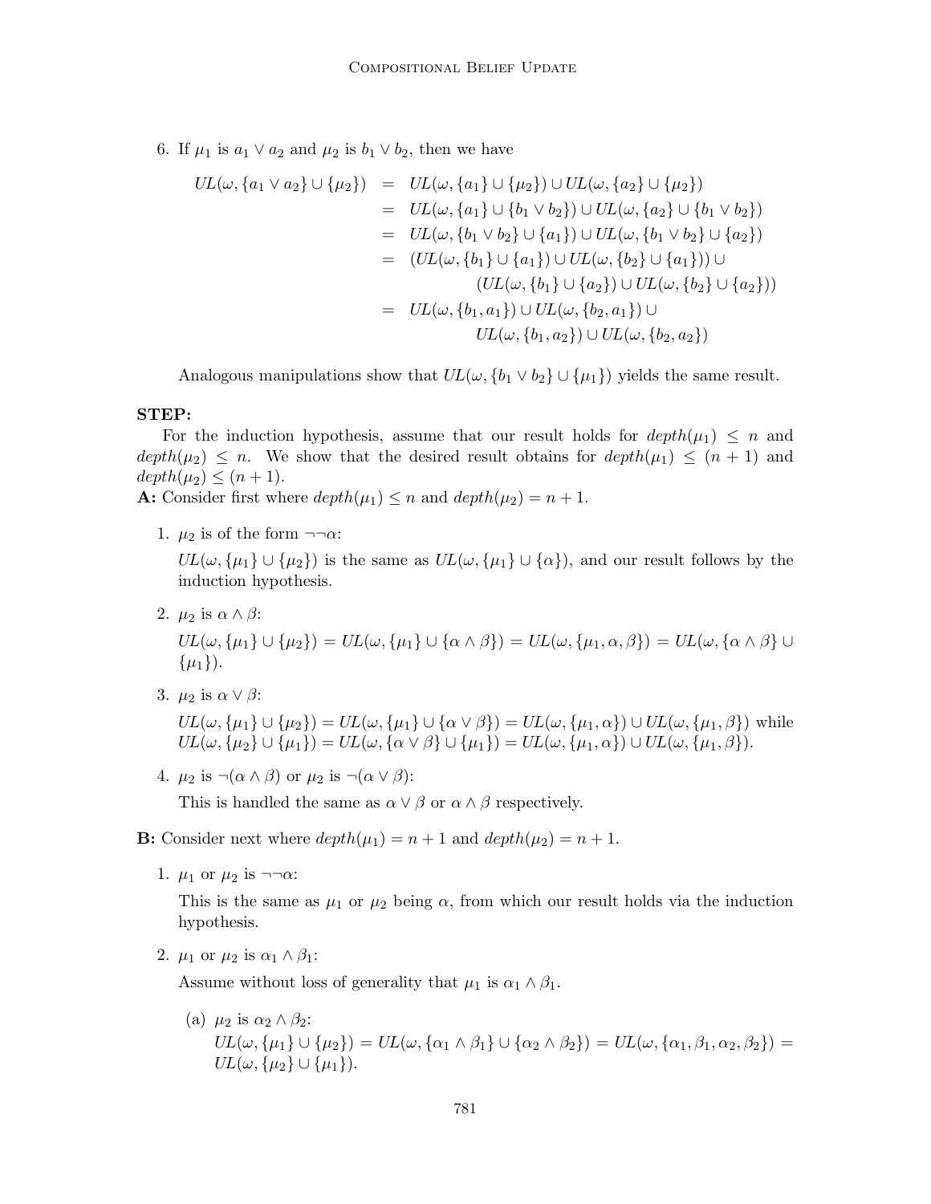6. If $\mu_1$ is $a_1 \vee a_2$ and $\mu_2$ is $b_1 \vee b_2$, then we have

$$
\begin{aligned}
UL(\omega, \{a_1 \vee a_2\} \cup \{\mu_2\}) &= UL(\omega, \{a_1\} \cup \{\mu_2\}) \cup UL(\omega, \{a_2\} \cup \{\mu_2\}) \\
&= UL(\omega, \{a_1\} \cup \{b_1 \vee b_2\}) \cup UL(\omega, \{a_2\} \cup \{b_1 \vee b_2\}) \\
&= UL(\omega, \{b_1 \vee b_2\} \cup \{a_1\}) \cup UL(\omega, \{b_1 \vee b_2\} \cup \{a_2\}) \\
&= (UL(\omega, \{b_1\} \cup \{a_1\}) \cup UL(\omega, \{b_2\} \cup \{a_1\})) \cup \\
&\qquad (UL(\omega, \{b_1\} \cup \{a_2\}) \cup UL(\omega, \{b_2\} \cup \{a_2\})) \\
&= UL(\omega, \{b_1, a_1\}) \cup UL(\omega, \{b_2, a_1\}) \cup \\
&\qquad UL(\omega, \{b_1, a_2\}) \cup UL(\omega, \{b_2, a_2\})
\end{aligned}
$$

Analogous manipulations show that $UL(\omega, \{b_1 \vee b_2\} \cup \{\mu_1\})$ yields the same result.

**STEP:**

For the induction hypothesis, assume that our result holds for $depth(\mu_1) \leq n$ and $depth(\mu_2) \leq n$. We show that the desired result obtains for $depth(\mu_1) \leq (n+1)$ and $depth(\mu_2) \leq (n+1)$.

**A:** Consider first where $depth(\mu_1) \leq n$ and $depth(\mu_2) = n + 1$.

1. $\mu_2$ is of the form $\neg\neg\alpha$:

   $UL(\omega, \{\mu_1\} \cup \{\mu_2\})$ is the same as $UL(\omega, \{\mu_1\} \cup \{\alpha\})$, and our result follows by the induction hypothesis.

2. $\mu_2$ is $\alpha \wedge \beta$:

   $UL(\omega, \{\mu_1\} \cup \{\mu_2\}) = UL(\omega, \{\mu_1\} \cup \{\alpha \wedge \beta\}) = UL(\omega, \{\mu_1, \alpha, \beta\}) = UL(\omega, \{\alpha \wedge \beta\} \cup \{\mu_1\})$.

3. $\mu_2$ is $\alpha \vee \beta$:

   $UL(\omega, \{\mu_1\} \cup \{\mu_2\}) = UL(\omega, \{\mu_1\} \cup \{\alpha \vee \beta\}) = UL(\omega, \{\mu_1, \alpha\}) \cup UL(\omega, \{\mu_1, \beta\})$ while $UL(\omega, \{\mu_2\} \cup \{\mu_1\}) = UL(\omega, \{\alpha \vee \beta\} \cup \{\mu_1\}) = UL(\omega, \{\mu_1, \alpha\}) \cup UL(\omega, \{\mu_1, \beta\})$.

4. $\mu_2$ is $\neg(\alpha \wedge \beta)$ or $\mu_2$ is $\neg(\alpha \vee \beta)$:

   This is handled the same as $\alpha \vee \beta$ or $\alpha \wedge \beta$ respectively.

**B:** Consider next where $depth(\mu_1) = n + 1$ and $depth(\mu_2) = n + 1$.

1. $\mu_1$ or $\mu_2$ is $\neg\neg\alpha$:

   This is the same as $\mu_1$ or $\mu_2$ being $\alpha$, from which our result holds via the induction hypothesis.

2. $\mu_1$ or $\mu_2$ is $\alpha_1 \wedge \beta_1$:

   Assume without loss of generality that $\mu_1$ is $\alpha_1 \wedge \beta_1$.

   (a) $\mu_2$ is $\alpha_2 \wedge \beta_2$:
   $UL(\omega, \{\mu_1\} \cup \{\mu_2\}) = UL(\omega, \{\alpha_1 \wedge \beta_1\} \cup \{\alpha_2 \wedge \beta_2\}) = UL(\omega, \{\alpha_1, \beta_1, \alpha_2, \beta_2\}) = UL(\omega, \{\mu_2\} \cup \{\mu_1\})$.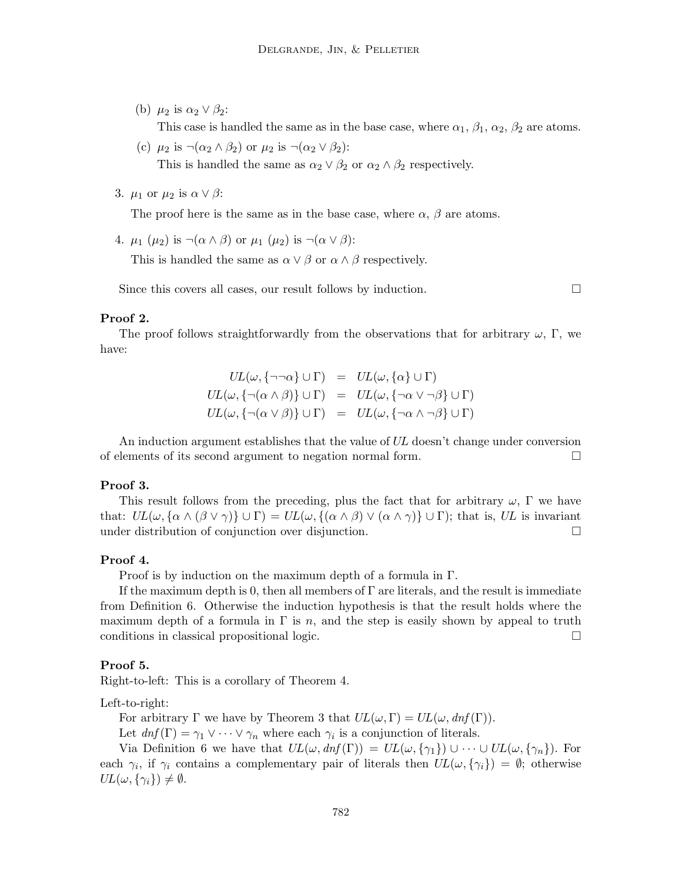(b) $\mu_2$ is $\alpha_2 \vee \beta_2$:
   This case is handled the same as in the base case, where $\alpha_1$, $\beta_1$, $\alpha_2$, $\beta_2$ are atoms.

(c) $\mu_2$ is $\neg(\alpha_2 \wedge \beta_2)$ or $\mu_2$ is $\neg(\alpha_2 \vee \beta_2)$:
   This is handled the same as $\alpha_2 \vee \beta_2$ or $\alpha_2 \wedge \beta_2$ respectively.

3. $\mu_1$ or $\mu_2$ is $\alpha \vee \beta$:

   The proof here is the same as in the base case, where $\alpha$, $\beta$ are atoms.

4. $\mu_1$ ($\mu_2$) is $\neg(\alpha \wedge \beta)$ or $\mu_1$ ($\mu_2$) is $\neg(\alpha \vee \beta)$:

   This is handled the same as $\alpha \vee \beta$ or $\alpha \wedge \beta$ respectively.

Since this covers all cases, our result follows by induction. □

**Proof 2.**

The proof follows straightforwardly from the observations that for arbitrary $\omega$, $\Gamma$, we have:

$$
\begin{aligned}
UL(\omega, \{\neg\neg\alpha\} \cup \Gamma) &= UL(\omega, \{\alpha\} \cup \Gamma) \\
UL(\omega, \{\neg(\alpha \wedge \beta)\} \cup \Gamma) &= UL(\omega, \{\neg\alpha \vee \neg\beta\} \cup \Gamma) \\
UL(\omega, \{\neg(\alpha \vee \beta)\} \cup \Gamma) &= UL(\omega, \{\neg\alpha \wedge \neg\beta\} \cup \Gamma)
\end{aligned}
$$

An induction argument establishes that the value of *UL* doesn't change under conversion of elements of its second argument to negation normal form. □

**Proof 3.**

This result follows from the preceding, plus the fact that for arbitrary $\omega$, $\Gamma$ we have that: $UL(\omega, \{\alpha \wedge (\beta \vee \gamma)\} \cup \Gamma) = UL(\omega, \{(\alpha \wedge \beta) \vee (\alpha \wedge \gamma)\} \cup \Gamma)$; that is, *UL* is invariant under distribution of conjunction over disjunction. □

**Proof 4.**

Proof is by induction on the maximum depth of a formula in $\Gamma$.

If the maximum depth is 0, then all members of $\Gamma$ are literals, and the result is immediate from Definition 6. Otherwise the induction hypothesis is that the result holds where the maximum depth of a formula in $\Gamma$ is $n$, and the step is easily shown by appeal to truth conditions in classical propositional logic. □

**Proof 5.**
Right-to-left: This is a corollary of Theorem 4.

Left-to-right:

For arbitrary $\Gamma$ we have by Theorem 3 that $UL(\omega, \Gamma) = UL(\omega, dnf(\Gamma))$.

Let $dnf(\Gamma) = \gamma_1 \vee \cdots \vee \gamma_n$ where each $\gamma_i$ is a conjunction of literals.

Via Definition 6 we have that $UL(\omega, dnf(\Gamma)) = UL(\omega, \{\gamma_1\}) \cup \cdots \cup UL(\omega, \{\gamma_n\})$. For each $\gamma_i$, if $\gamma_i$ contains a complementary pair of literals then $UL(\omega, \{\gamma_i\}) = \emptyset$; otherwise $UL(\omega, \{\gamma_i\}) \neq \emptyset$.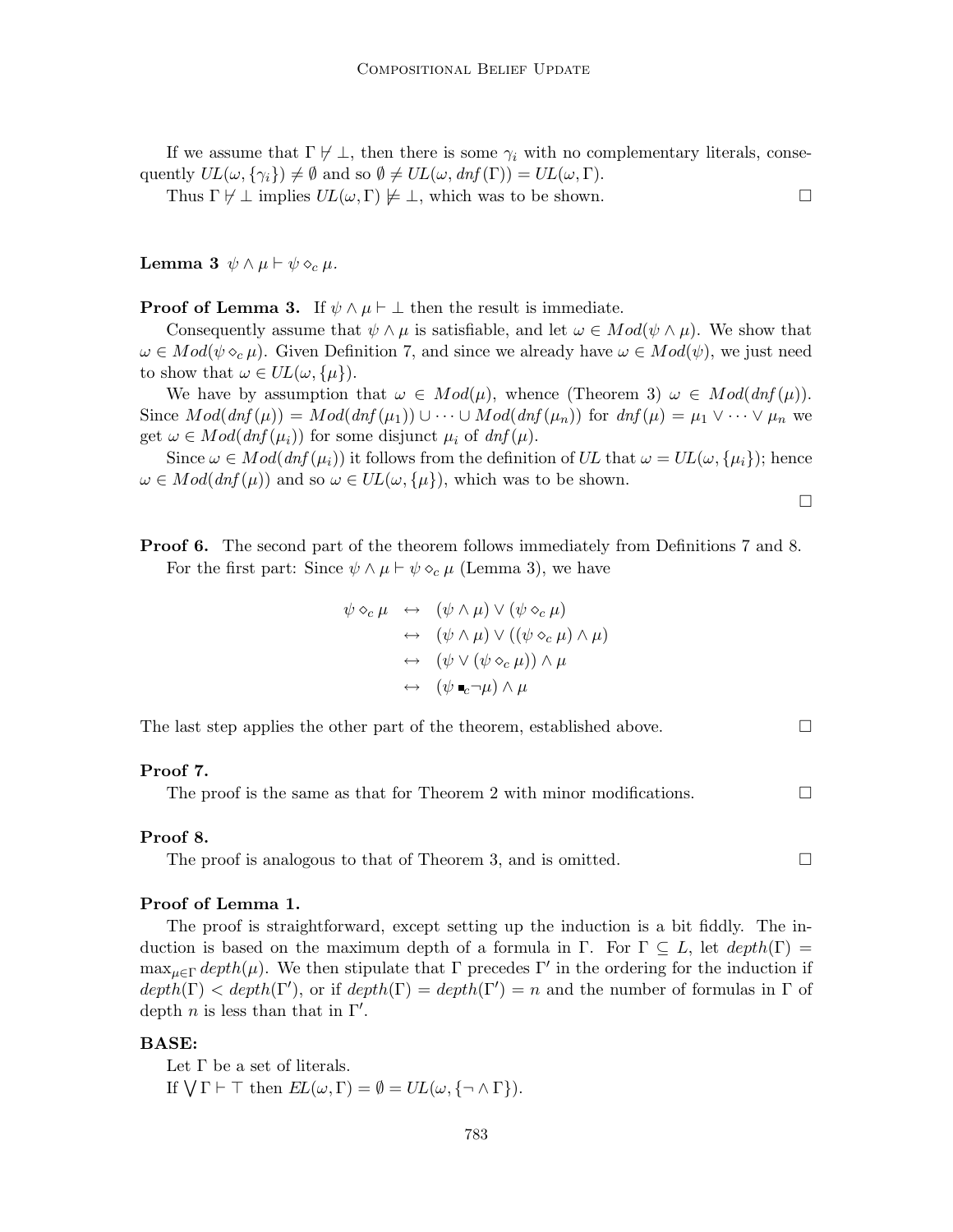If we assume that $\Gamma \not\vdash \bot$, then there is some $\gamma_i$ with no complementary literals, consequently $UL(\omega, \{\gamma_i\}) \neq \emptyset$ and so $\emptyset \neq UL(\omega, dnf(\Gamma)) = UL(\omega, \Gamma)$.

Thus $\Gamma \not\vdash \bot$ implies $UL(\omega, \Gamma) \not\models \bot$, which was to be shown. □

**Lemma 3** $\psi \wedge \mu \vdash \psi \diamond_c \mu$.

**Proof of Lemma 3.** If $\psi \wedge \mu \vdash \bot$ then the result is immediate.

Consequently assume that $\psi \wedge \mu$ is satisfiable, and let $\omega \in Mod(\psi \wedge \mu)$. We show that $\omega \in Mod(\psi \diamond_c \mu)$. Given Definition 7, and since we already have $\omega \in Mod(\psi)$, we just need to show that $\omega \in UL(\omega, \{\mu\})$.

We have by assumption that $\omega \in Mod(\mu)$, whence (Theorem 3) $\omega \in Mod(dnf(\mu))$. Since $Mod(dnf(\mu)) = Mod(dnf(\mu_1)) \cup \cdots \cup Mod(dnf(\mu_n))$ for $dnf(\mu) = \mu_1 \vee \cdots \vee \mu_n$ we get $\omega \in Mod(dnf(\mu_i))$ for some disjunct $\mu_i$ of $dnf(\mu)$.

Since $\omega \in Mod(dnf(\mu_i))$ it follows from the definition of $UL$ that $\omega = UL(\omega, \{\mu_i\})$; hence $\omega \in Mod(dnf(\mu))$ and so $\omega \in UL(\omega, \{\mu\})$, which was to be shown.

□

**Proof 6.** The second part of the theorem follows immediately from Definitions 7 and 8.

For the first part: Since $\psi \wedge \mu \vdash \psi \diamond_c \mu$ (Lemma 3), we have

$$
\begin{aligned}
\psi \diamond_c \mu &\leftrightarrow (\psi \wedge \mu) \vee (\psi \diamond_c \mu) \\
&\leftrightarrow (\psi \wedge \mu) \vee ((\psi \diamond_c \mu) \wedge \mu) \\
&\leftrightarrow (\psi \vee (\psi \diamond_c \mu)) \wedge \mu \\
&\leftrightarrow (\psi \,\blacksquare_c \neg \mu) \wedge \mu
\end{aligned}
$$

The last step applies the other part of the theorem, established above. □

**Proof 7.**

The proof is the same as that for Theorem 2 with minor modifications. □

**Proof 8.**

The proof is analogous to that of Theorem 3, and is omitted. □

**Proof of Lemma 1.**

The proof is straightforward, except setting up the induction is a bit fiddly. The induction is based on the maximum depth of a formula in $\Gamma$. For $\Gamma \subseteq L$, let $depth(\Gamma) = \max_{\mu \in \Gamma} depth(\mu)$. We then stipulate that $\Gamma$ precedes $\Gamma'$ in the ordering for the induction if $depth(\Gamma) < depth(\Gamma')$, or if $depth(\Gamma) = depth(\Gamma') = n$ and the number of formulas in $\Gamma$ of depth $n$ is less than that in $\Gamma'$.

**BASE:**

Let $\Gamma$ be a set of literals.

If $\bigvee \Gamma \vdash \top$ then $EL(\omega, \Gamma) = \emptyset = UL(\omega, \{\neg \wedge \Gamma\})$.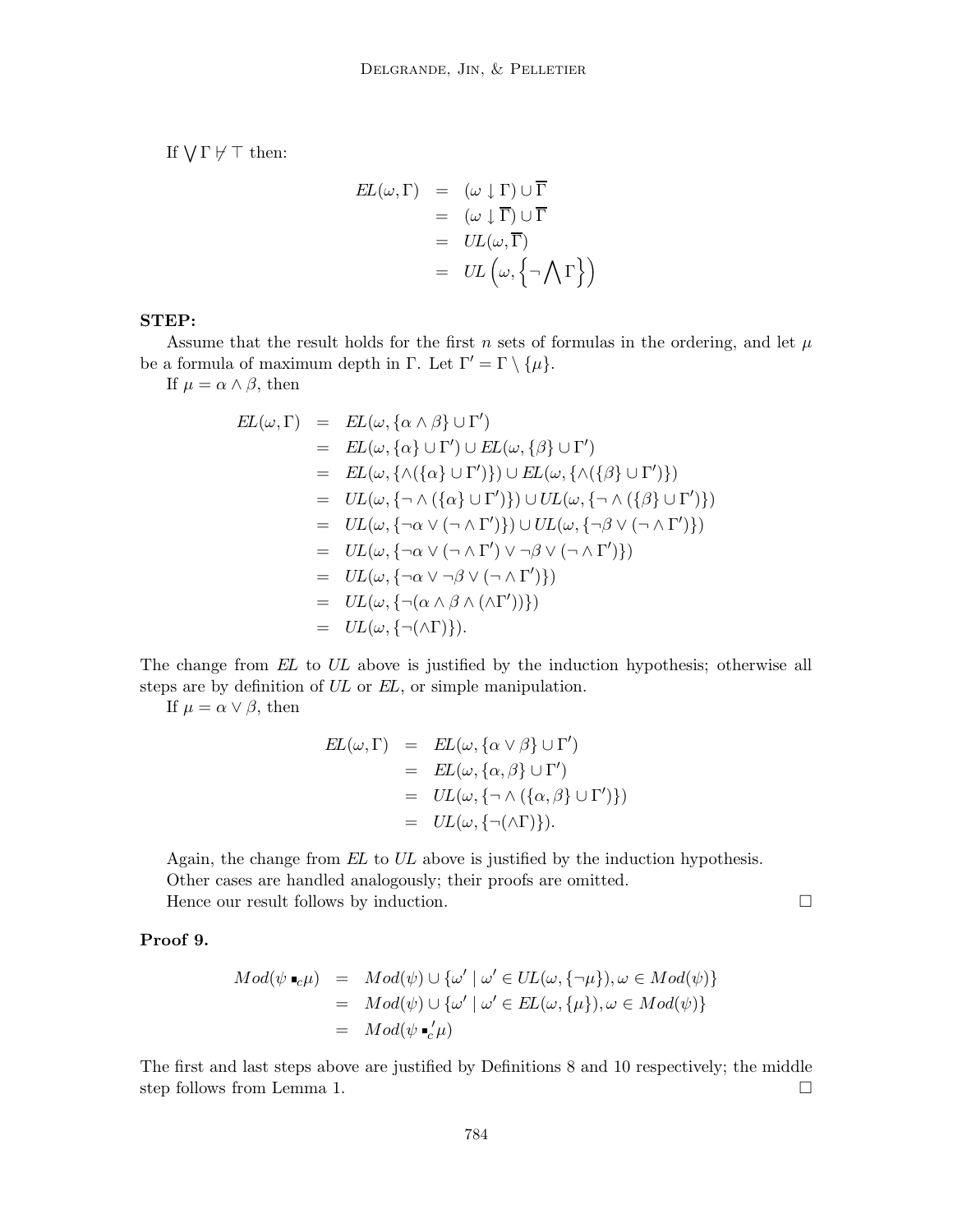If $\bigvee \Gamma \not\vdash \top$ then:

$$
\begin{aligned}
EL(\omega, \Gamma) &= (\omega \downarrow \Gamma) \cup \overline{\Gamma} \\
&= (\omega \downarrow \overline{\Gamma}) \cup \overline{\Gamma} \\
&= UL(\omega, \overline{\Gamma}) \\
&= UL\left(\omega, \left\{\neg \bigwedge \Gamma\right\}\right)
\end{aligned}
$$

**STEP:**

Assume that the result holds for the first $n$ sets of formulas in the ordering, and let $\mu$ be a formula of maximum depth in $\Gamma$. Let $\Gamma' = \Gamma \setminus \{\mu\}$.

If $\mu = \alpha \wedge \beta$, then

$$
\begin{aligned}
EL(\omega, \Gamma) &= EL(\omega, \{\alpha \wedge \beta\} \cup \Gamma') \\
&= EL(\omega, \{\alpha\} \cup \Gamma') \cup EL(\omega, \{\beta\} \cup \Gamma') \\
&= EL(\omega, \{\wedge(\{\alpha\} \cup \Gamma')\}) \cup EL(\omega, \{\wedge(\{\beta\} \cup \Gamma')\}) \\
&= UL(\omega, \{\neg \wedge (\{\alpha\} \cup \Gamma')\}) \cup UL(\omega, \{\neg \wedge (\{\beta\} \cup \Gamma')\}) \\
&= UL(\omega, \{\neg\alpha \vee (\neg \wedge \Gamma')\}) \cup UL(\omega, \{\neg\beta \vee (\neg \wedge \Gamma')\}) \\
&= UL(\omega, \{\neg\alpha \vee (\neg \wedge \Gamma') \vee \neg\beta \vee (\neg \wedge \Gamma')\}) \\
&= UL(\omega, \{\neg\alpha \vee \neg\beta \vee (\neg \wedge \Gamma')\}) \\
&= UL(\omega, \{\neg(\alpha \wedge \beta \wedge (\wedge\Gamma'))\}) \\
&= UL(\omega, \{\neg(\wedge\Gamma)\}).
\end{aligned}
$$

The change from *EL* to *UL* above is justified by the induction hypothesis; otherwise all steps are by definition of *UL* or *EL*, or simple manipulation.

If $\mu = \alpha \vee \beta$, then

$$
\begin{aligned}
EL(\omega, \Gamma) &= EL(\omega, \{\alpha \vee \beta\} \cup \Gamma') \\
&= EL(\omega, \{\alpha, \beta\} \cup \Gamma') \\
&= UL(\omega, \{\neg \wedge (\{\alpha, \beta\} \cup \Gamma')\}) \\
&= UL(\omega, \{\neg(\wedge\Gamma)\}).
\end{aligned}
$$

Again, the change from *EL* to *UL* above is justified by the induction hypothesis.

Other cases are handled analogously; their proofs are omitted.

Hence our result follows by induction. □

**Proof 9.**

$$
\begin{aligned}
Mod(\psi \blacksquare_c \mu) &= Mod(\psi) \cup \{\omega' \mid \omega' \in UL(\omega, \{\neg\mu\}), \omega \in Mod(\psi)\} \\
&= Mod(\psi) \cup \{\omega' \mid \omega' \in EL(\omega, \{\mu\}), \omega \in Mod(\psi)\} \\
&= Mod(\psi \blacksquare_c' \mu)
\end{aligned}
$$

The first and last steps above are justified by Definitions 8 and 10 respectively; the middle step follows from Lemma 1. □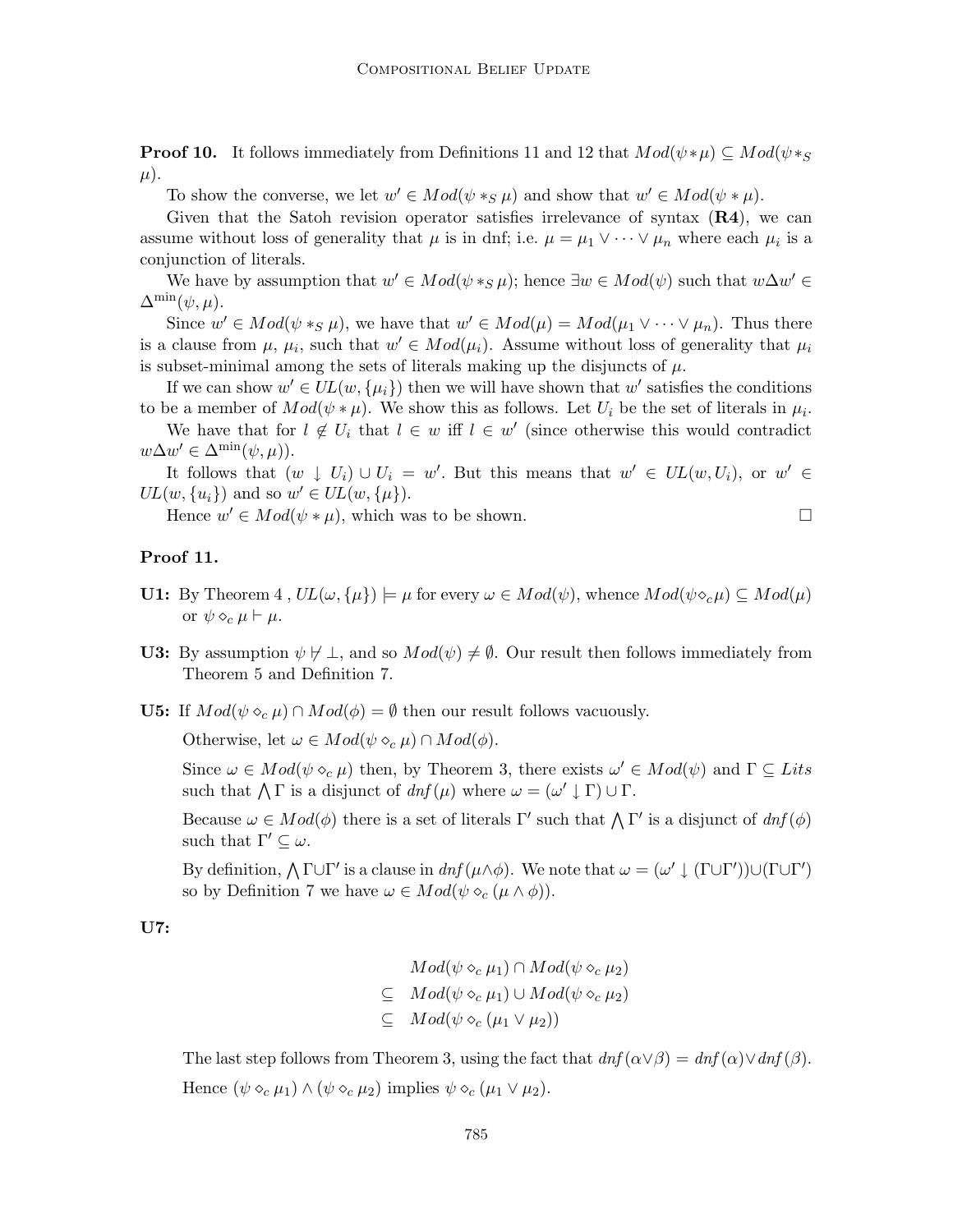**Proof 10.** It follows immediately from Definitions 11 and 12 that $Mod(\psi * \mu) \subseteq Mod(\psi *_S \mu)$.

To show the converse, we let $w' \in Mod(\psi *_S \mu)$ and show that $w' \in Mod(\psi * \mu)$.

Given that the Satoh revision operator satisfies irrelevance of syntax (**R4**), we can assume without loss of generality that $\mu$ is in dnf; i.e. $\mu = \mu_1 \vee \cdots \vee \mu_n$ where each $\mu_i$ is a conjunction of literals.

We have by assumption that $w' \in Mod(\psi *_S \mu)$; hence $\exists w \in Mod(\psi)$ such that $w \Delta w' \in \Delta^{\min}(\psi, \mu)$.

Since $w' \in Mod(\psi *_S \mu)$, we have that $w' \in Mod(\mu) = Mod(\mu_1 \vee \cdots \vee \mu_n)$. Thus there is a clause from $\mu$, $\mu_i$, such that $w' \in Mod(\mu_i)$. Assume without loss of generality that $\mu_i$ is subset-minimal among the sets of literals making up the disjuncts of $\mu$.

If we can show $w' \in UL(w, \{\mu_i\})$ then we will have shown that $w'$ satisfies the conditions to be a member of $Mod(\psi * \mu)$. We show this as follows. Let $U_i$ be the set of literals in $\mu_i$.

We have that for $l \notin U_i$ that $l \in w$ iff $l \in w'$ (since otherwise this would contradict $w \Delta w' \in \Delta^{\min}(\psi, \mu)$).

It follows that $(w \downarrow U_i) \cup U_i = w'$. But this means that $w' \in UL(w, U_i)$, or $w' \in UL(w, \{u_i\})$ and so $w' \in UL(w, \{\mu\})$.

Hence $w' \in Mod(\psi * \mu)$, which was to be shown. $\square$

**Proof 11.**

**U1:** By Theorem 4 , $UL(\omega, \{\mu\}) \models \mu$ for every $\omega \in Mod(\psi)$, whence $Mod(\psi \diamond_c \mu) \subseteq Mod(\mu)$ or $\psi \diamond_c \mu \vdash \mu$.

**U3:** By assumption $\psi \not\vdash \bot$, and so $Mod(\psi) \neq \emptyset$. Our result then follows immediately from Theorem 5 and Definition 7.

**U5:** If $Mod(\psi \diamond_c \mu) \cap Mod(\phi) = \emptyset$ then our result follows vacuously.

Otherwise, let $\omega \in Mod(\psi \diamond_c \mu) \cap Mod(\phi)$.

Since $\omega \in Mod(\psi \diamond_c \mu)$ then, by Theorem 3, there exists $\omega' \in Mod(\psi)$ and $\Gamma \subseteq Lits$ such that $\bigwedge \Gamma$ is a disjunct of $dnf(\mu)$ where $\omega = (\omega' \downarrow \Gamma) \cup \Gamma$.

Because $\omega \in Mod(\phi)$ there is a set of literals $\Gamma'$ such that $\bigwedge \Gamma'$ is a disjunct of $dnf(\phi)$ such that $\Gamma' \subseteq \omega$.

By definition, $\bigwedge \Gamma \cup \Gamma'$ is a clause in $dnf(\mu \wedge \phi)$. We note that $\omega = (\omega' \downarrow (\Gamma \cup \Gamma')) \cup (\Gamma \cup \Gamma')$ so by Definition 7 we have $\omega \in Mod(\psi \diamond_c (\mu \wedge \phi))$.

**U7:**

$$
\begin{array}{ll}
 & Mod(\psi \diamond_c \mu_1) \cap Mod(\psi \diamond_c \mu_2) \\
\subseteq & Mod(\psi \diamond_c \mu_1) \cup Mod(\psi \diamond_c \mu_2) \\
\subseteq & Mod(\psi \diamond_c (\mu_1 \vee \mu_2))
\end{array}
$$

The last step follows from Theorem 3, using the fact that $dnf(\alpha \vee \beta) = dnf(\alpha) \vee dnf(\beta)$.

Hence $(\psi \diamond_c \mu_1) \wedge (\psi \diamond_c \mu_2)$ implies $\psi \diamond_c (\mu_1 \vee \mu_2)$.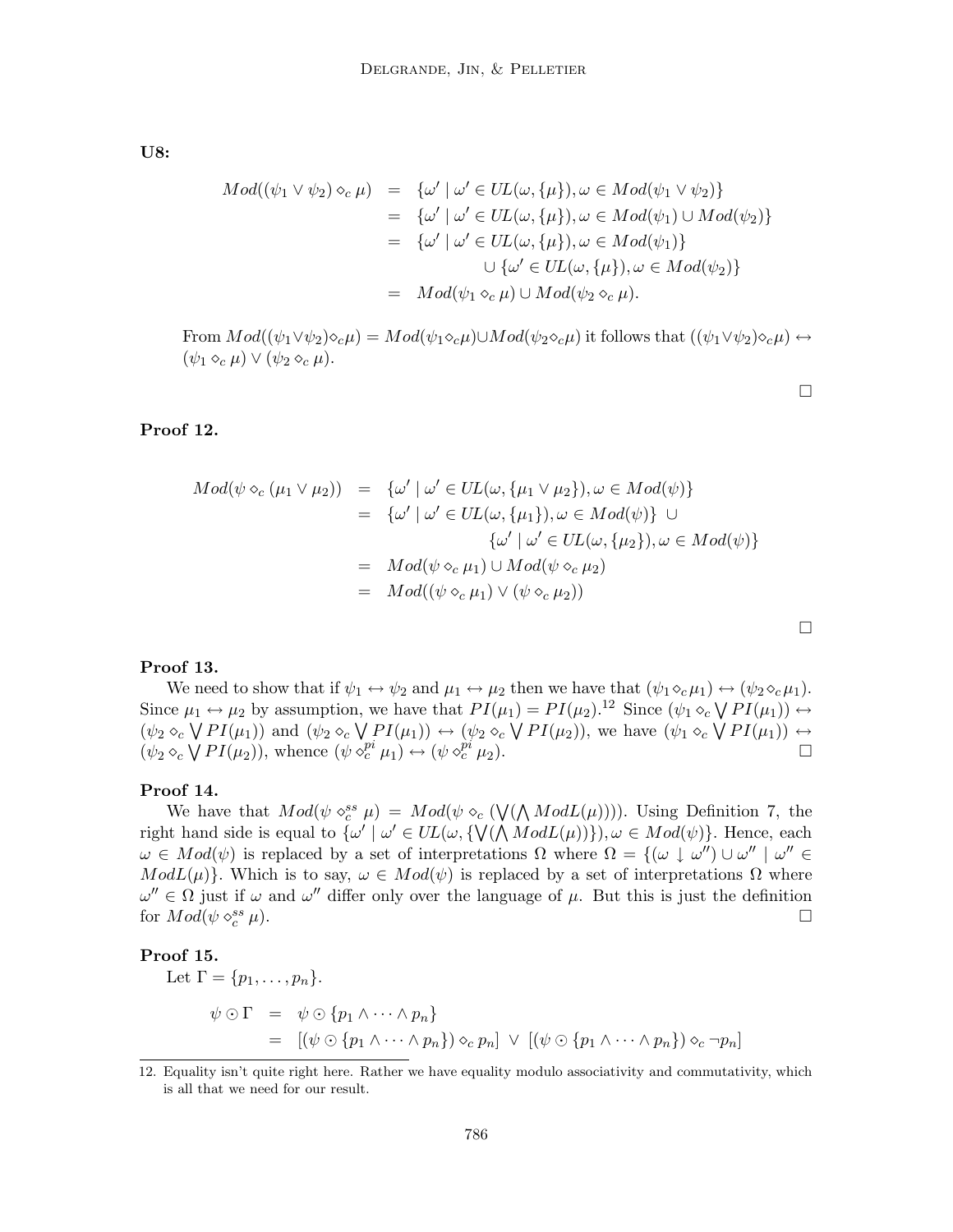**U8:**

$$
\begin{aligned}
Mod((\psi_1 \vee \psi_2) \diamond_c \mu) &= \{\omega' \mid \omega' \in UL(\omega, \{\mu\}), \omega \in Mod(\psi_1 \vee \psi_2)\} \\
&= \{\omega' \mid \omega' \in UL(\omega, \{\mu\}), \omega \in Mod(\psi_1) \cup Mod(\psi_2)\} \\
&= \{\omega' \mid \omega' \in UL(\omega, \{\mu\}), \omega \in Mod(\psi_1)\} \\
&\qquad \cup \{\omega' \in UL(\omega, \{\mu\}), \omega \in Mod(\psi_2)\} \\
&= Mod(\psi_1 \diamond_c \mu) \cup Mod(\psi_2 \diamond_c \mu).
\end{aligned}
$$

From $Mod((\psi_1 \vee \psi_2) \diamond_c \mu) = Mod(\psi_1 \diamond_c \mu) \cup Mod(\psi_2 \diamond_c \mu)$ it follows that $((\psi_1 \vee \psi_2) \diamond_c \mu) \leftrightarrow (\psi_1 \diamond_c \mu) \vee (\psi_2 \diamond_c \mu)$.

□

### Proof 12.

$$
\begin{aligned}
Mod(\psi \diamond_c (\mu_1 \vee \mu_2)) &= \{\omega' \mid \omega' \in UL(\omega, \{\mu_1 \vee \mu_2\}), \omega \in Mod(\psi)\} \\
&= \{\omega' \mid \omega' \in UL(\omega, \{\mu_1\}), \omega \in Mod(\psi)\} \ \cup \\
&\qquad \{\omega' \mid \omega' \in UL(\omega, \{\mu_2\}), \omega \in Mod(\psi)\} \\
&= Mod(\psi \diamond_c \mu_1) \cup Mod(\psi \diamond_c \mu_2) \\
&= Mod((\psi \diamond_c \mu_1) \vee (\psi \diamond_c \mu_2))
\end{aligned}
$$

□

### Proof 13.

We need to show that if $\psi_1 \leftrightarrow \psi_2$ and $\mu_1 \leftrightarrow \mu_2$ then we have that $(\psi_1 \diamond_c \mu_1) \leftrightarrow (\psi_2 \diamond_c \mu_1)$. Since $\mu_1 \leftrightarrow \mu_2$ by assumption, we have that $PI(\mu_1) = PI(\mu_2)$.[12] Since $(\psi_1 \diamond_c \bigvee PI(\mu_1)) \leftrightarrow (\psi_2 \diamond_c \bigvee PI(\mu_1))$ and $(\psi_2 \diamond_c \bigvee PI(\mu_1)) \leftrightarrow (\psi_2 \diamond_c \bigvee PI(\mu_2))$, we have $(\psi_1 \diamond_c \bigvee PI(\mu_1)) \leftrightarrow (\psi_2 \diamond_c \bigvee PI(\mu_2))$, whence $(\psi \diamond_c^{pi} \mu_1) \leftrightarrow (\psi \diamond_c^{pi} \mu_2)$. □

### Proof 14.

We have that $Mod(\psi \diamond_c^{ss} \mu) = Mod(\psi \diamond_c (\bigvee(\bigwedge ModL(\mu))))$. Using Definition 7, the right hand side is equal to $\{\omega' \mid \omega' \in UL(\omega, \{\bigvee(\bigwedge ModL(\mu))\}), \omega \in Mod(\psi)\}$. Hence, each $\omega \in Mod(\psi)$ is replaced by a set of interpretations $\Omega$ where $\Omega = \{(\omega \downarrow \omega'') \cup \omega'' \mid \omega'' \in ModL(\mu)\}$. Which is to say, $\omega \in Mod(\psi)$ is replaced by a set of interpretations $\Omega$ where $\omega'' \in \Omega$ just if $\omega$ and $\omega''$ differ only over the language of $\mu$. But this is just the definition for $Mod(\psi \diamond_c^{ss} \mu)$. □

### Proof 15.

Let $\Gamma = \{p_1, \ldots, p_n\}$.

$$
\begin{aligned}
\psi \odot \Gamma &= \psi \odot \{p_1 \wedge \cdots \wedge p_n\} \\
&= [(\psi \odot \{p_1 \wedge \cdots \wedge p_n\}) \diamond_c p_n] \ \vee \ [(\psi \odot \{p_1 \wedge \cdots \wedge p_n\}) \diamond_c \neg p_n]
\end{aligned}
$$

12. Equality isn't quite right here. Rather we have equality modulo associativity and commutativity, which is all that we need for our result.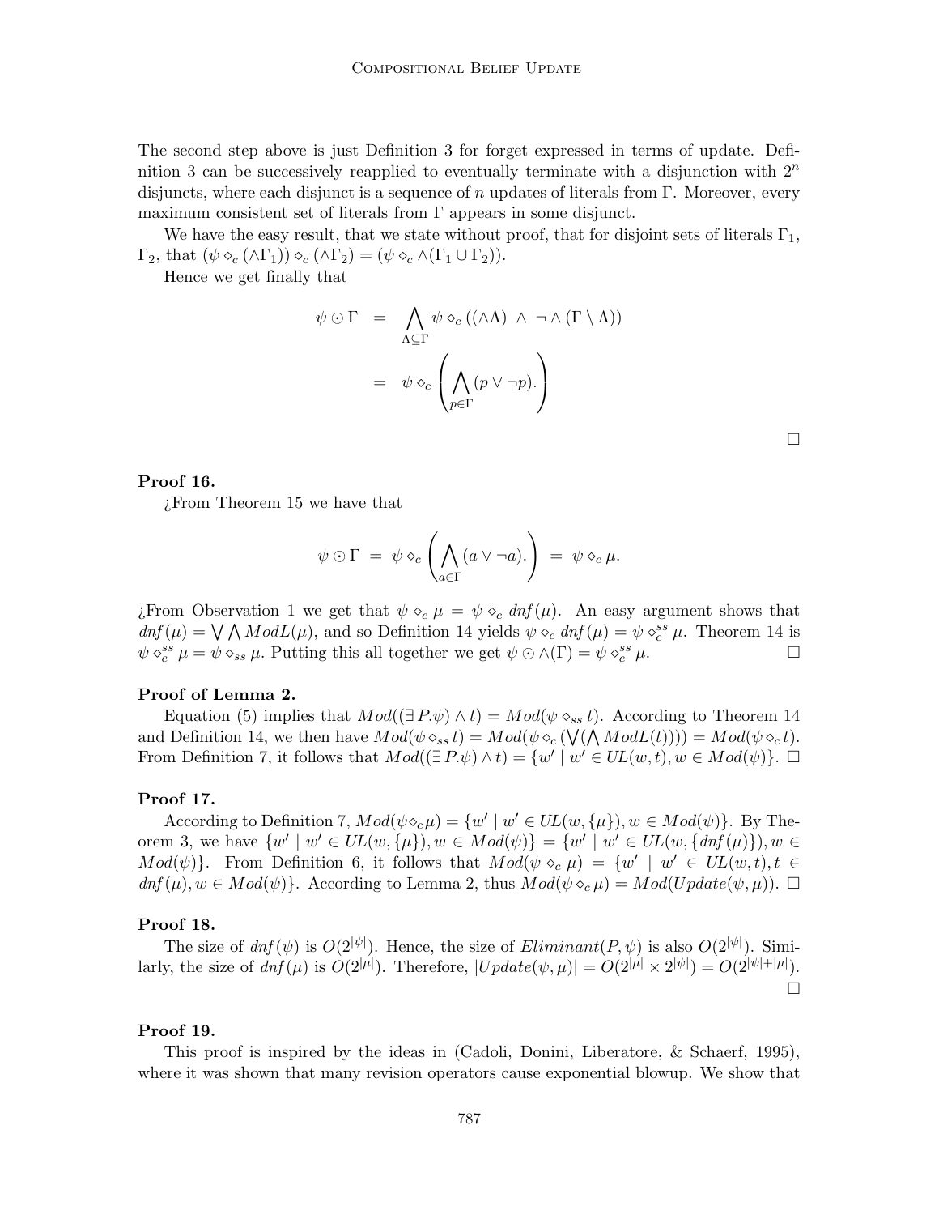The second step above is just Definition 3 for forget expressed in terms of update. Definition 3 can be successively reapplied to eventually terminate with a disjunction with $2^n$ disjuncts, where each disjunct is a sequence of $n$ updates of literals from $\Gamma$. Moreover, every maximum consistent set of literals from $\Gamma$ appears in some disjunct.

We have the easy result, that we state without proof, that for disjoint sets of literals $\Gamma_1$, $\Gamma_2$, that $(\psi \diamond_c (\wedge\Gamma_1)) \diamond_c (\wedge\Gamma_2) = (\psi \diamond_c \wedge(\Gamma_1 \cup \Gamma_2))$.

Hence we get finally that

$$
\begin{aligned}
\psi \odot \Gamma &= \bigwedge_{\Lambda \subseteq \Gamma} \psi \diamond_c ((\wedge\Lambda) \ \wedge \ \neg \wedge (\Gamma \setminus \Lambda)) \\
&= \psi \diamond_c \left( \bigwedge_{p \in \Gamma} (p \vee \neg p). \right)
\end{aligned}
$$

□

**Proof 16.**

¿From Theorem 15 we have that

$$
\psi \odot \Gamma \ = \ \psi \diamond_c \left( \bigwedge_{a \in \Gamma} (a \vee \neg a). \right) \ = \ \psi \diamond_c \mu.
$$

¿From Observation 1 we get that $\psi \diamond_c \mu = \psi \diamond_c \mathit{dnf}(\mu)$. An easy argument shows that $\mathit{dnf}(\mu) = \bigvee \bigwedge \mathit{ModL}(\mu)$, and so Definition 14 yields $\psi \diamond_c \mathit{dnf}(\mu) = \psi \diamond_c^{ss} \mu$. Theorem 14 is $\psi \diamond_c^{ss} \mu = \psi \diamond_{ss} \mu$. Putting this all together we get $\psi \odot \wedge(\Gamma) = \psi \diamond_c^{ss} \mu$. □

**Proof of Lemma 2.**

Equation (5) implies that $Mod((\exists P.\psi) \wedge t) = Mod(\psi \diamond_{ss} t)$. According to Theorem 14 and Definition 14, we then have $Mod(\psi \diamond_{ss} t) = Mod(\psi \diamond_c (\bigvee(\bigwedge \mathit{ModL}(t)))) = Mod(\psi \diamond_c t)$. From Definition 7, it follows that $Mod((\exists P.\psi) \wedge t) = \{w' \mid w' \in UL(w,t), w \in Mod(\psi)\}$. □

**Proof 17.**

According to Definition 7, $Mod(\psi \diamond_c \mu) = \{w' \mid w' \in UL(w, \{\mu\}), w \in Mod(\psi)\}$. By Theorem 3, we have $\{w' \mid w' \in UL(w, \{\mu\}), w \in Mod(\psi)\} = \{w' \mid w' \in UL(w, \{\mathit{dnf}(\mu)\}), w \in Mod(\psi)\}$. From Definition 6, it follows that $Mod(\psi \diamond_c \mu) = \{w' \mid w' \in UL(w,t), t \in \mathit{dnf}(\mu), w \in Mod(\psi)\}$. According to Lemma 2, thus $Mod(\psi \diamond_c \mu) = Mod(\mathit{Update}(\psi, \mu))$. □

**Proof 18.**

The size of $\mathit{dnf}(\psi)$ is $O(2^{|\psi|})$. Hence, the size of $\mathit{Eliminant}(P, \psi)$ is also $O(2^{|\psi|})$. Similarly, the size of $\mathit{dnf}(\mu)$ is $O(2^{|\mu|})$. Therefore, $|\mathit{Update}(\psi, \mu)| = O(2^{|\mu|} \times 2^{|\psi|}) = O(2^{|\psi|+|\mu|})$.
□

**Proof 19.**

This proof is inspired by the ideas in (Cadoli, Donini, Liberatore, & Schaerf, 1995), where it was shown that many revision operators cause exponential blowup. We show that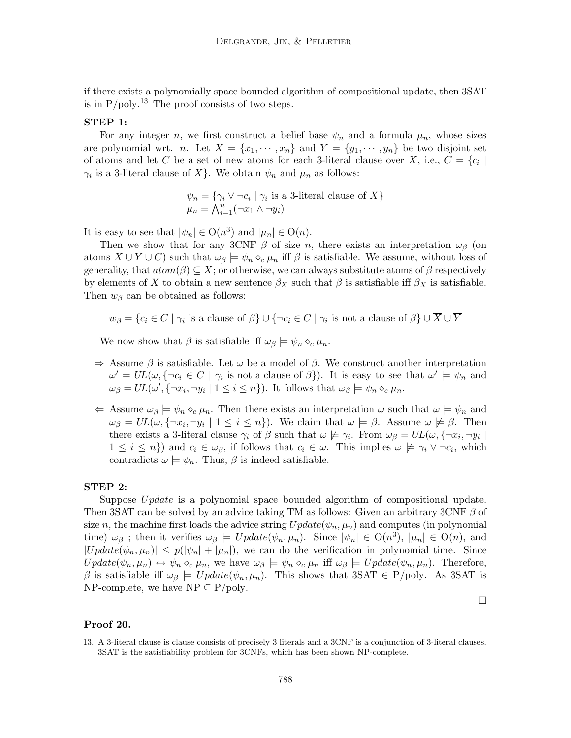if there exists a polynomially space bounded algorithm of compositional update, then 3SAT is in P/poly.[13] The proof consists of two steps.

**STEP 1:**

For any integer $n$, we first construct a belief base $\psi_n$ and a formula $\mu_n$, whose sizes are polynomial wrt. $n$. Let $X = \{x_1, \cdots, x_n\}$ and $Y = \{y_1, \cdots, y_n\}$ be two disjoint set of atoms and let $C$ be a set of new atoms for each 3-literal clause over $X$, i.e., $C = \{c_i \mid \gamma_i \text{ is a 3-literal clause of } X\}$. We obtain $\psi_n$ and $\mu_n$ as follows:

$$\psi_n = \{\gamma_i \vee \neg c_i \mid \gamma_i \text{ is a 3-literal clause of } X\}$$
$$\mu_n = \bigwedge_{i=1}^{n}(\neg x_1 \wedge \neg y_i)$$

It is easy to see that $|\psi_n| \in \mathrm{O}(n^3)$ and $|\mu_n| \in \mathrm{O}(n)$.

Then we show that for any 3CNF $\beta$ of size $n$, there exists an interpretation $\omega_\beta$ (on atoms $X \cup Y \cup C$) such that $\omega_\beta \models \psi_n \diamond_c \mu_n$ iff $\beta$ is satisfiable. We assume, without loss of generality, that $atom(\beta) \subseteq X$; or otherwise, we can always substitute atoms of $\beta$ respectively by elements of $X$ to obtain a new sentence $\beta_X$ such that $\beta$ is satisfiable iff $\beta_X$ is satisfiable. Then $w_\beta$ can be obtained as follows:

$$w_\beta = \{c_i \in C \mid \gamma_i \text{ is a clause of } \beta\} \cup \{\neg c_i \in C \mid \gamma_i \text{ is not a clause of } \beta\} \cup \overline{X} \cup \overline{Y}$$

We now show that $\beta$ is satisfiable iff $\omega_\beta \models \psi_n \diamond_c \mu_n$.

- $\Rightarrow$ Assume $\beta$ is satisfiable. Let $\omega$ be a model of $\beta$. We construct another interpretation $\omega' = UL(\omega, \{\neg c_i \in C \mid \gamma_i \text{ is not a clause of } \beta\})$. It is easy to see that $\omega' \models \psi_n$ and $\omega_\beta = UL(\omega', \{\neg x_i, \neg y_i \mid 1 \le i \le n\})$. It follows that $\omega_\beta \models \psi_n \diamond_c \mu_n$.
- $\Leftarrow$ Assume $\omega_\beta \models \psi_n \diamond_c \mu_n$. Then there exists an interpretation $\omega$ such that $\omega \models \psi_n$ and $\omega_\beta = UL(\omega, \{\neg x_i, \neg y_i \mid 1 \le i \le n\})$. We claim that $\omega \models \beta$. Assume $\omega \not\models \beta$. Then there exists a 3-literal clause $\gamma_i$ of $\beta$ such that $\omega \not\models \gamma_i$. From $\omega_\beta = UL(\omega, \{\neg x_i, \neg y_i \mid 1 \le i \le n\})$ and $c_i \in \omega_\beta$, if follows that $c_i \in \omega$. This implies $\omega \not\models \gamma_i \vee \neg c_i$, which contradicts $\omega \models \psi_n$. Thus, $\beta$ is indeed satisfiable.

**STEP 2:**

Suppose *Update* is a polynomial space bounded algorithm of compositional update. Then 3SAT can be solved by an advice taking TM as follows: Given an arbitrary 3CNF $\beta$ of size $n$, the machine first loads the advice string $Update(\psi_n, \mu_n)$ and computes (in polynomial time) $\omega_\beta$ ; then it verifies $\omega_\beta \models Update(\psi_n, \mu_n)$. Since $|\psi_n| \in \mathrm{O}(n^3)$, $|\mu_n| \in \mathrm{O}(n)$, and $|Update(\psi_n, \mu_n)| \le p(|\psi_n| + |\mu_n|)$, we can do the verification in polynomial time. Since $Update(\psi_n, \mu_n) \leftrightarrow \psi_n \diamond_c \mu_n$, we have $\omega_\beta \models \psi_n \diamond_c \mu_n$ iff $\omega_\beta \models Update(\psi_n, \mu_n)$. Therefore, $\beta$ is satisfiable iff $\omega_\beta \models Update(\psi_n, \mu_n)$. This shows that 3SAT $\in$ P/poly. As 3SAT is NP-complete, we have NP $\subseteq$ P/poly.

□

**Proof 20.**

13. A 3-literal clause is clause consists of precisely 3 literals and a 3CNF is a conjunction of 3-literal clauses. 3SAT is the satisfiability problem for 3CNFs, which has been shown NP-complete.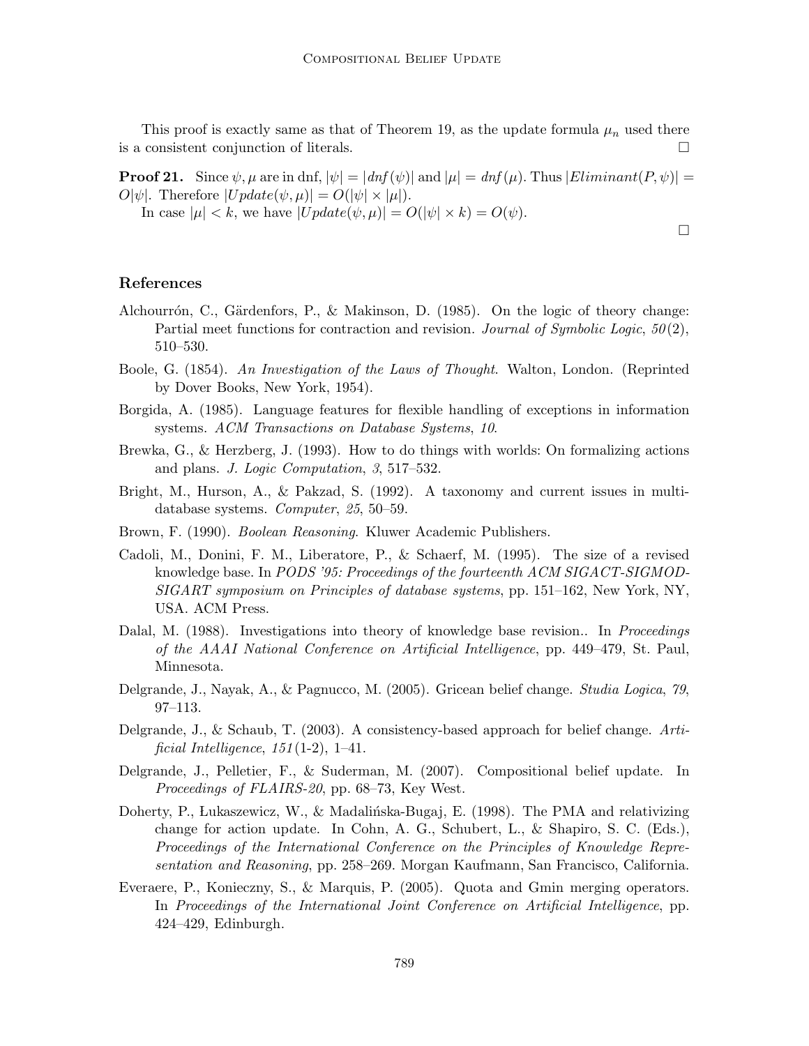This proof is exactly same as that of Theorem 19, as the update formula $\mu_n$ used there is a consistent conjunction of literals. □

**Proof 21.** Since $\psi, \mu$ are in dnf, $|\psi| = |dnf(\psi)|$ and $|\mu| = dnf(\mu)$. Thus $|Eliminant(P, \psi)| = O|\psi|$. Therefore $|Update(\psi, \mu)| = O(|\psi| \times |\mu|)$.

In case $|\mu| < k$, we have $|Update(\psi, \mu)| = O(|\psi| \times k) = O(\psi)$.

□

## References

Alchourrón, C., Gärdenfors, P., & Makinson, D. (1985). On the logic of theory change: Partial meet functions for contraction and revision. *Journal of Symbolic Logic*, *50*(2), 510–530.

Boole, G. (1854). *An Investigation of the Laws of Thought*. Walton, London. (Reprinted by Dover Books, New York, 1954).

Borgida, A. (1985). Language features for flexible handling of exceptions in information systems. *ACM Transactions on Database Systems*, *10*.

Brewka, G., & Herzberg, J. (1993). How to do things with worlds: On formalizing actions and plans. *J. Logic Computation*, *3*, 517–532.

Bright, M., Hurson, A., & Pakzad, S. (1992). A taxonomy and current issues in multi-database systems. *Computer*, *25*, 50–59.

Brown, F. (1990). *Boolean Reasoning*. Kluwer Academic Publishers.

Cadoli, M., Donini, F. M., Liberatore, P., & Schaerf, M. (1995). The size of a revised knowledge base. In *PODS '95: Proceedings of the fourteenth ACM SIGACT-SIGMOD-SIGART symposium on Principles of database systems*, pp. 151–162, New York, NY, USA. ACM Press.

Dalal, M. (1988). Investigations into theory of knowledge base revision.. In *Proceedings of the AAAI National Conference on Artificial Intelligence*, pp. 449–479, St. Paul, Minnesota.

Delgrande, J., Nayak, A., & Pagnucco, M. (2005). Gricean belief change. *Studia Logica*, *79*, 97–113.

Delgrande, J., & Schaub, T. (2003). A consistency-based approach for belief change. *Artificial Intelligence*, *151*(1-2), 1–41.

Delgrande, J., Pelletier, F., & Suderman, M. (2007). Compositional belief update. In *Proceedings of FLAIRS-20*, pp. 68–73, Key West.

Doherty, P., Łukaszewicz, W., & Madalińska-Bugaj, E. (1998). The PMA and relativizing change for action update. In Cohn, A. G., Schubert, L., & Shapiro, S. C. (Eds.), *Proceedings of the International Conference on the Principles of Knowledge Representation and Reasoning*, pp. 258–269. Morgan Kaufmann, San Francisco, California.

Everaere, P., Konieczny, S., & Marquis, P. (2005). Quota and Gmin merging operators. In *Proceedings of the International Joint Conference on Artificial Intelligence*, pp. 424–429, Edinburgh.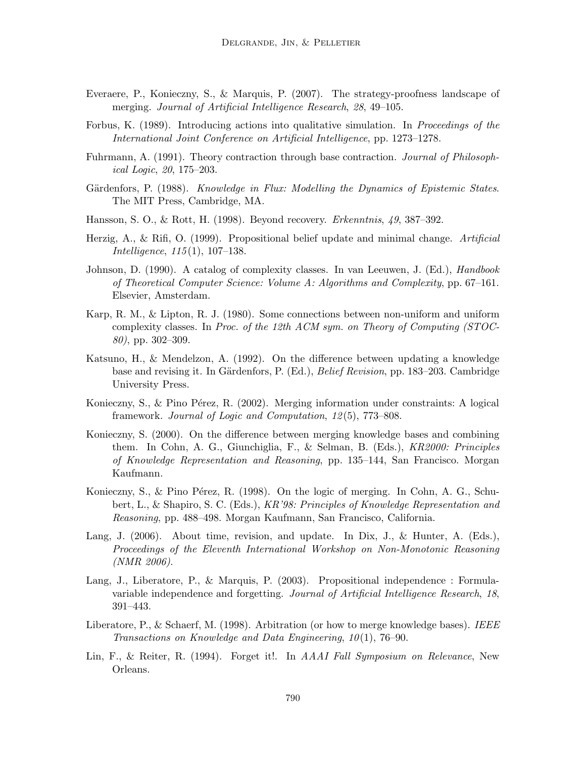Everaere, P., Konieczny, S., & Marquis, P. (2007). The strategy-proofness landscape of merging. *Journal of Artificial Intelligence Research*, *28*, 49–105.

Forbus, K. (1989). Introducing actions into qualitative simulation. In *Proceedings of the International Joint Conference on Artificial Intelligence*, pp. 1273–1278.

Fuhrmann, A. (1991). Theory contraction through base contraction. *Journal of Philosophical Logic*, *20*, 175–203.

Gärdenfors, P. (1988). *Knowledge in Flux: Modelling the Dynamics of Epistemic States*. The MIT Press, Cambridge, MA.

Hansson, S. O., & Rott, H. (1998). Beyond recovery. *Erkenntnis*, *49*, 387–392.

Herzig, A., & Rifi, O. (1999). Propositional belief update and minimal change. *Artificial Intelligence*, *115*(1), 107–138.

Johnson, D. (1990). A catalog of complexity classes. In van Leeuwen, J. (Ed.), *Handbook of Theoretical Computer Science: Volume A: Algorithms and Complexity*, pp. 67–161. Elsevier, Amsterdam.

Karp, R. M., & Lipton, R. J. (1980). Some connections between non-uniform and uniform complexity classes. In *Proc. of the 12th ACM sym. on Theory of Computing (STOC-80)*, pp. 302–309.

Katsuno, H., & Mendelzon, A. (1992). On the difference between updating a knowledge base and revising it. In Gärdenfors, P. (Ed.), *Belief Revision*, pp. 183–203. Cambridge University Press.

Konieczny, S., & Pino Pérez, R. (2002). Merging information under constraints: A logical framework. *Journal of Logic and Computation*, *12*(5), 773–808.

Konieczny, S. (2000). On the difference between merging knowledge bases and combining them. In Cohn, A. G., Giunchiglia, F., & Selman, B. (Eds.), *KR2000: Principles of Knowledge Representation and Reasoning*, pp. 135–144, San Francisco. Morgan Kaufmann.

Konieczny, S., & Pino Pérez, R. (1998). On the logic of merging. In Cohn, A. G., Schubert, L., & Shapiro, S. C. (Eds.), *KR'98: Principles of Knowledge Representation and Reasoning*, pp. 488–498. Morgan Kaufmann, San Francisco, California.

Lang, J. (2006). About time, revision, and update. In Dix, J., & Hunter, A. (Eds.), *Proceedings of the Eleventh International Workshop on Non-Monotonic Reasoning (NMR 2006)*.

Lang, J., Liberatore, P., & Marquis, P. (2003). Propositional independence : Formula-variable independence and forgetting. *Journal of Artificial Intelligence Research*, *18*, 391–443.

Liberatore, P., & Schaerf, M. (1998). Arbitration (or how to merge knowledge bases). *IEEE Transactions on Knowledge and Data Engineering*, *10*(1), 76–90.

Lin, F., & Reiter, R. (1994). Forget it!. In *AAAI Fall Symposium on Relevance*, New Orleans.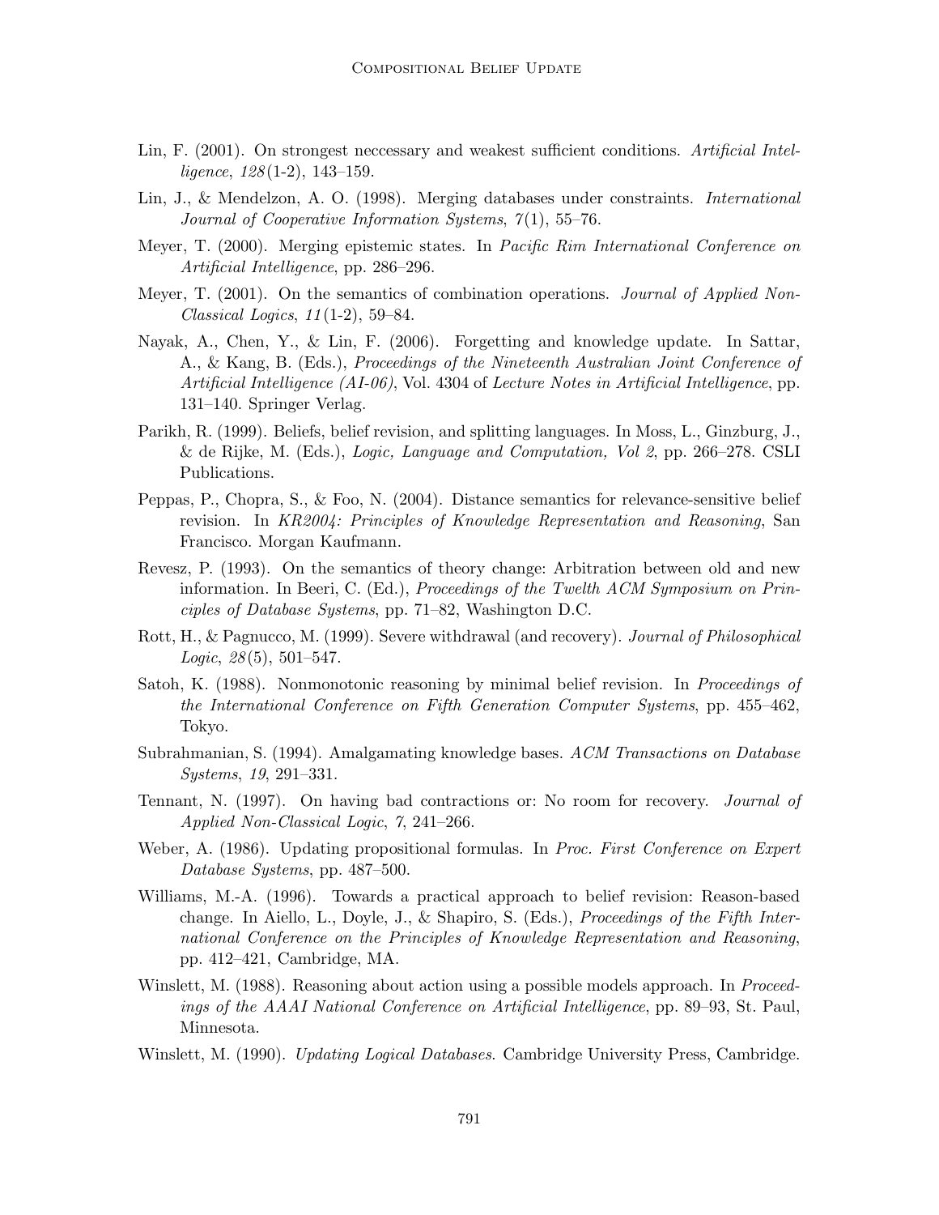Lin, F. (2001). On strongest neccessary and weakest sufficient conditions. *Artificial Intelligence*, *128*(1-2), 143–159.

Lin, J., & Mendelzon, A. O. (1998). Merging databases under constraints. *International Journal of Cooperative Information Systems*, *7*(1), 55–76.

Meyer, T. (2000). Merging epistemic states. In *Pacific Rim International Conference on Artificial Intelligence*, pp. 286–296.

Meyer, T. (2001). On the semantics of combination operations. *Journal of Applied Non-Classical Logics*, *11*(1-2), 59–84.

Nayak, A., Chen, Y., & Lin, F. (2006). Forgetting and knowledge update. In Sattar, A., & Kang, B. (Eds.), *Proceedings of the Nineteenth Australian Joint Conference of Artificial Intelligence (AI-06)*, Vol. 4304 of *Lecture Notes in Artificial Intelligence*, pp. 131–140. Springer Verlag.

Parikh, R. (1999). Beliefs, belief revision, and splitting languages. In Moss, L., Ginzburg, J., & de Rijke, M. (Eds.), *Logic, Language and Computation, Vol 2*, pp. 266–278. CSLI Publications.

Peppas, P., Chopra, S., & Foo, N. (2004). Distance semantics for relevance-sensitive belief revision. In *KR2004: Principles of Knowledge Representation and Reasoning*, San Francisco. Morgan Kaufmann.

Revesz, P. (1993). On the semantics of theory change: Arbitration between old and new information. In Beeri, C. (Ed.), *Proceedings of the Twelth ACM Symposium on Principles of Database Systems*, pp. 71–82, Washington D.C.

Rott, H., & Pagnucco, M. (1999). Severe withdrawal (and recovery). *Journal of Philosophical Logic*, *28*(5), 501–547.

Satoh, K. (1988). Nonmonotonic reasoning by minimal belief revision. In *Proceedings of the International Conference on Fifth Generation Computer Systems*, pp. 455–462, Tokyo.

Subrahmanian, S. (1994). Amalgamating knowledge bases. *ACM Transactions on Database Systems*, *19*, 291–331.

Tennant, N. (1997). On having bad contractions or: No room for recovery. *Journal of Applied Non-Classical Logic*, *7*, 241–266.

Weber, A. (1986). Updating propositional formulas. In *Proc. First Conference on Expert Database Systems*, pp. 487–500.

Williams, M.-A. (1996). Towards a practical approach to belief revision: Reason-based change. In Aiello, L., Doyle, J., & Shapiro, S. (Eds.), *Proceedings of the Fifth International Conference on the Principles of Knowledge Representation and Reasoning*, pp. 412–421, Cambridge, MA.

Winslett, M. (1988). Reasoning about action using a possible models approach. In *Proceedings of the AAAI National Conference on Artificial Intelligence*, pp. 89–93, St. Paul, Minnesota.

Winslett, M. (1990). *Updating Logical Databases*. Cambridge University Press, Cambridge.